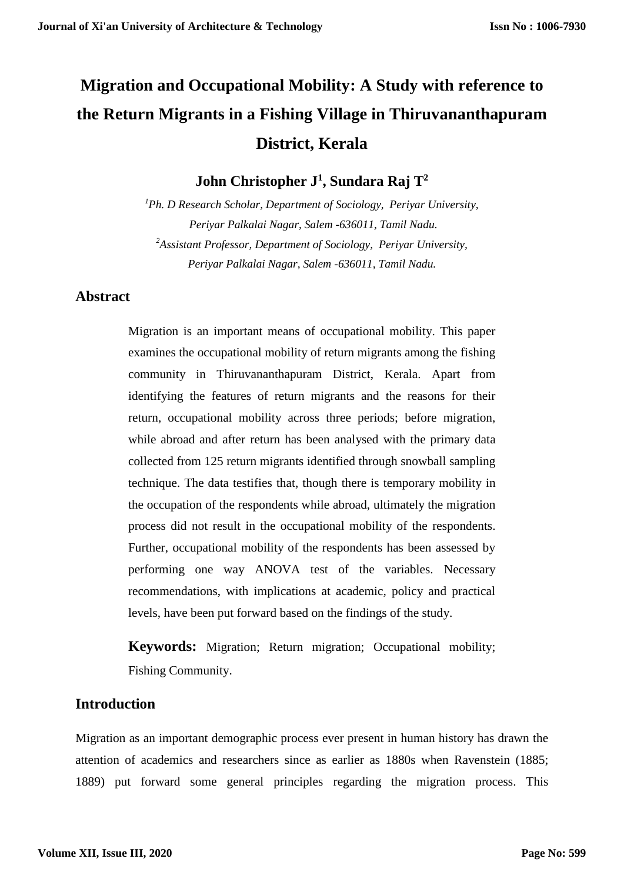# Migration and Occupational Mobility: A Study with reference to the Return Migrants in a Fishing Village in Thiruvananthapuram District, Kerala

**John Christopher J[1], Sundara Raj T[2]**

[1]*Ph. D Research Scholar, Department of Sociology, Periyar University, Periyar Palkalai Nagar, Salem -636011, Tamil Nadu.*

[2]*Assistant Professor, Department of Sociology, Periyar University, Periyar Palkalai Nagar, Salem -636011, Tamil Nadu.*

## Abstract

Migration is an important means of occupational mobility. This paper examines the occupational mobility of return migrants among the fishing community in Thiruvananthapuram District, Kerala. Apart from identifying the features of return migrants and the reasons for their return, occupational mobility across three periods; before migration, while abroad and after return has been analysed with the primary data collected from 125 return migrants identified through snowball sampling technique. The data testifies that, though there is temporary mobility in the occupation of the respondents while abroad, ultimately the migration process did not result in the occupational mobility of the respondents. Further, occupational mobility of the respondents has been assessed by performing one way ANOVA test of the variables. Necessary recommendations, with implications at academic, policy and practical levels, have been put forward based on the findings of the study.

**Keywords:** Migration; Return migration; Occupational mobility; Fishing Community.

## Introduction

Migration as an important demographic process ever present in human history has drawn the attention of academics and researchers since as earlier as 1880s when Ravenstein (1885; 1889) put forward some general principles regarding the migration process. This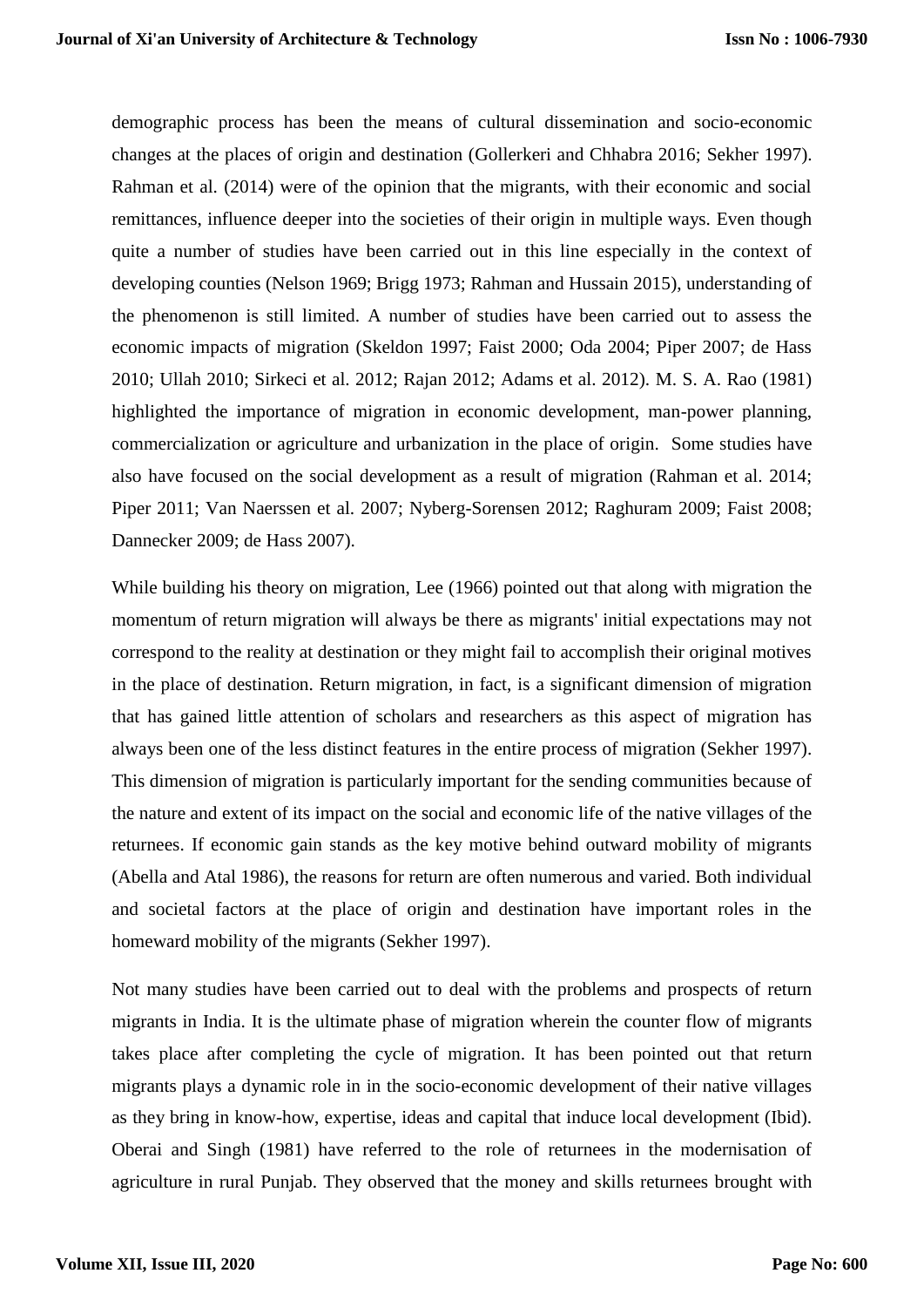demographic process has been the means of cultural dissemination and socio-economic changes at the places of origin and destination (Gollerkeri and Chhabra 2016; Sekher 1997). Rahman et al. (2014) were of the opinion that the migrants, with their economic and social remittances, influence deeper into the societies of their origin in multiple ways. Even though quite a number of studies have been carried out in this line especially in the context of developing counties (Nelson 1969; Brigg 1973; Rahman and Hussain 2015), understanding of the phenomenon is still limited. A number of studies have been carried out to assess the economic impacts of migration (Skeldon 1997; Faist 2000; Oda 2004; Piper 2007; de Hass 2010; Ullah 2010; Sirkeci et al. 2012; Rajan 2012; Adams et al. 2012). M. S. A. Rao (1981) highlighted the importance of migration in economic development, man-power planning, commercialization or agriculture and urbanization in the place of origin. Some studies have also have focused on the social development as a result of migration (Rahman et al. 2014; Piper 2011; Van Naerssen et al. 2007; Nyberg-Sorensen 2012; Raghuram 2009; Faist 2008; Dannecker 2009; de Hass 2007).

While building his theory on migration, Lee (1966) pointed out that along with migration the momentum of return migration will always be there as migrants' initial expectations may not correspond to the reality at destination or they might fail to accomplish their original motives in the place of destination. Return migration, in fact, is a significant dimension of migration that has gained little attention of scholars and researchers as this aspect of migration has always been one of the less distinct features in the entire process of migration (Sekher 1997). This dimension of migration is particularly important for the sending communities because of the nature and extent of its impact on the social and economic life of the native villages of the returnees. If economic gain stands as the key motive behind outward mobility of migrants (Abella and Atal 1986), the reasons for return are often numerous and varied. Both individual and societal factors at the place of origin and destination have important roles in the homeward mobility of the migrants (Sekher 1997).

Not many studies have been carried out to deal with the problems and prospects of return migrants in India. It is the ultimate phase of migration wherein the counter flow of migrants takes place after completing the cycle of migration. It has been pointed out that return migrants plays a dynamic role in in the socio-economic development of their native villages as they bring in know-how, expertise, ideas and capital that induce local development (Ibid). Oberai and Singh (1981) have referred to the role of returnees in the modernisation of agriculture in rural Punjab. They observed that the money and skills returnees brought with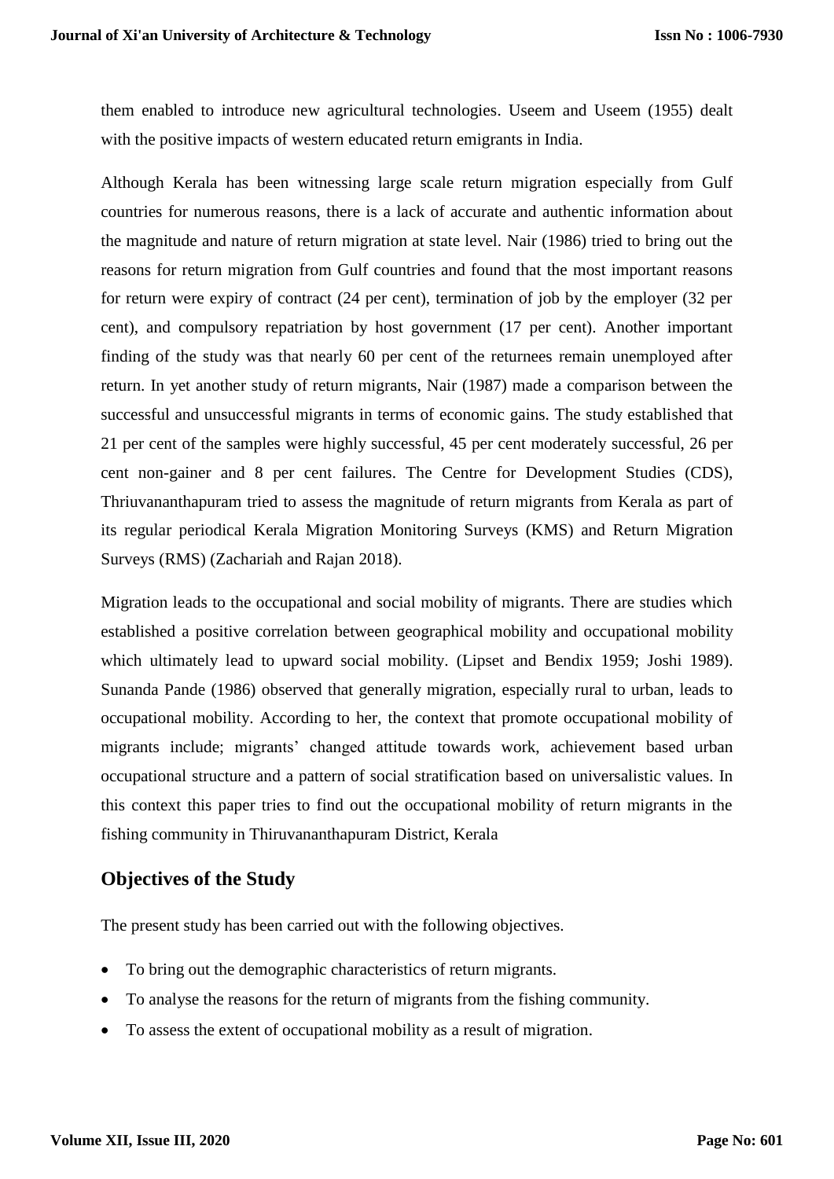them enabled to introduce new agricultural technologies. Useem and Useem (1955) dealt with the positive impacts of western educated return emigrants in India.

Although Kerala has been witnessing large scale return migration especially from Gulf countries for numerous reasons, there is a lack of accurate and authentic information about the magnitude and nature of return migration at state level. Nair (1986) tried to bring out the reasons for return migration from Gulf countries and found that the most important reasons for return were expiry of contract (24 per cent), termination of job by the employer (32 per cent), and compulsory repatriation by host government (17 per cent). Another important finding of the study was that nearly 60 per cent of the returnees remain unemployed after return. In yet another study of return migrants, Nair (1987) made a comparison between the successful and unsuccessful migrants in terms of economic gains. The study established that 21 per cent of the samples were highly successful, 45 per cent moderately successful, 26 per cent non-gainer and 8 per cent failures. The Centre for Development Studies (CDS), Thriuvananthapuram tried to assess the magnitude of return migrants from Kerala as part of its regular periodical Kerala Migration Monitoring Surveys (KMS) and Return Migration Surveys (RMS) (Zachariah and Rajan 2018).

Migration leads to the occupational and social mobility of migrants. There are studies which established a positive correlation between geographical mobility and occupational mobility which ultimately lead to upward social mobility. (Lipset and Bendix 1959; Joshi 1989). Sunanda Pande (1986) observed that generally migration, especially rural to urban, leads to occupational mobility. According to her, the context that promote occupational mobility of migrants include; migrants' changed attitude towards work, achievement based urban occupational structure and a pattern of social stratification based on universalistic values. In this context this paper tries to find out the occupational mobility of return migrants in the fishing community in Thiruvananthapuram District, Kerala

## Objectives of the Study

The present study has been carried out with the following objectives.

- To bring out the demographic characteristics of return migrants.
- To analyse the reasons for the return of migrants from the fishing community.
- To assess the extent of occupational mobility as a result of migration.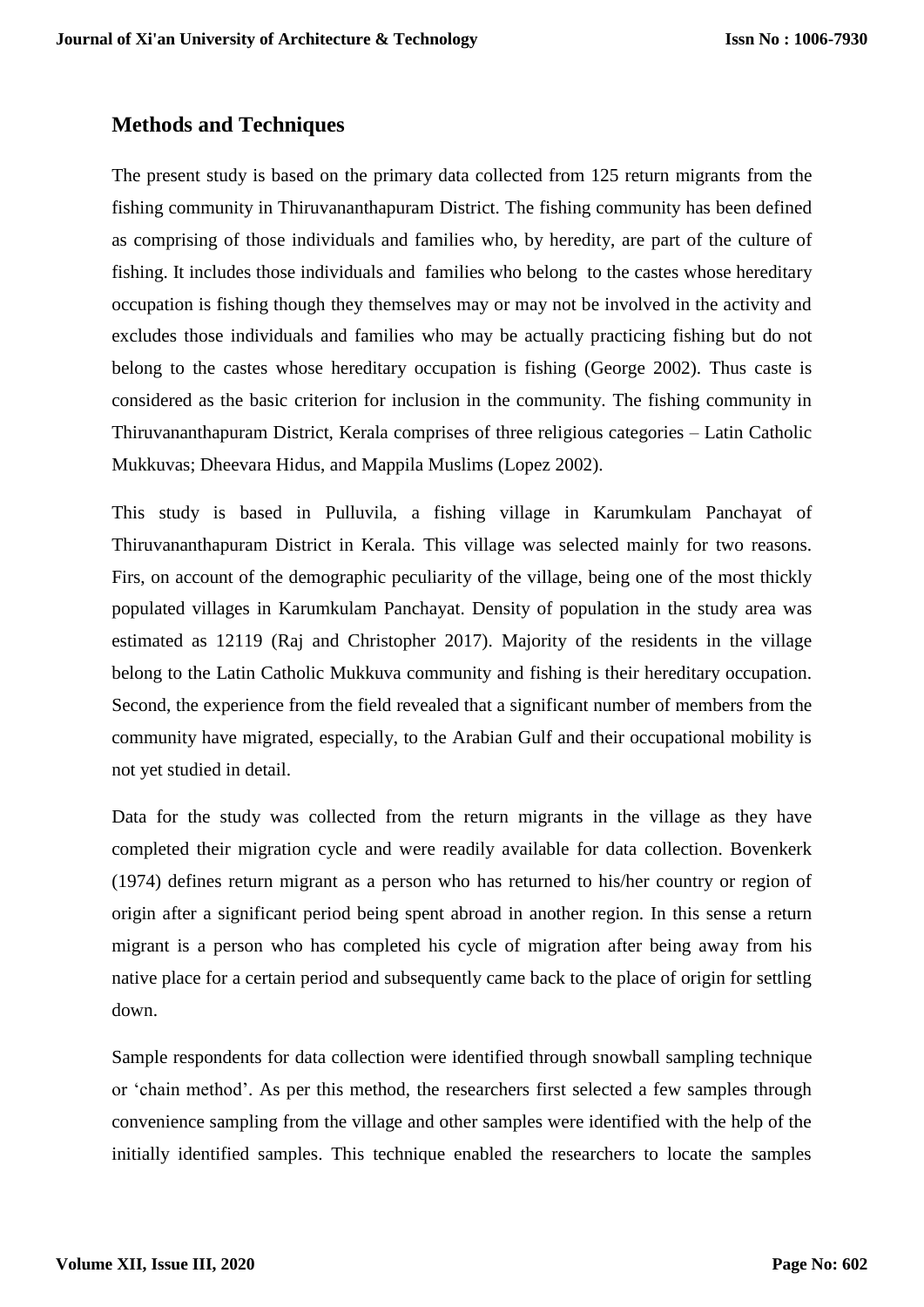## Methods and Techniques

The present study is based on the primary data collected from 125 return migrants from the fishing community in Thiruvananthapuram District. The fishing community has been defined as comprising of those individuals and families who, by heredity, are part of the culture of fishing. It includes those individuals and families who belong to the castes whose hereditary occupation is fishing though they themselves may or may not be involved in the activity and excludes those individuals and families who may be actually practicing fishing but do not belong to the castes whose hereditary occupation is fishing (George 2002). Thus caste is considered as the basic criterion for inclusion in the community. The fishing community in Thiruvananthapuram District, Kerala comprises of three religious categories – Latin Catholic Mukkuvas; Dheevara Hidus, and Mappila Muslims (Lopez 2002).

This study is based in Pulluvila, a fishing village in Karumkulam Panchayat of Thiruvananthapuram District in Kerala. This village was selected mainly for two reasons. Firs, on account of the demographic peculiarity of the village, being one of the most thickly populated villages in Karumkulam Panchayat. Density of population in the study area was estimated as 12119 (Raj and Christopher 2017). Majority of the residents in the village belong to the Latin Catholic Mukkuva community and fishing is their hereditary occupation. Second, the experience from the field revealed that a significant number of members from the community have migrated, especially, to the Arabian Gulf and their occupational mobility is not yet studied in detail.

Data for the study was collected from the return migrants in the village as they have completed their migration cycle and were readily available for data collection. Bovenkerk (1974) defines return migrant as a person who has returned to his/her country or region of origin after a significant period being spent abroad in another region. In this sense a return migrant is a person who has completed his cycle of migration after being away from his native place for a certain period and subsequently came back to the place of origin for settling down.

Sample respondents for data collection were identified through snowball sampling technique or 'chain method'. As per this method, the researchers first selected a few samples through convenience sampling from the village and other samples were identified with the help of the initially identified samples. This technique enabled the researchers to locate the samples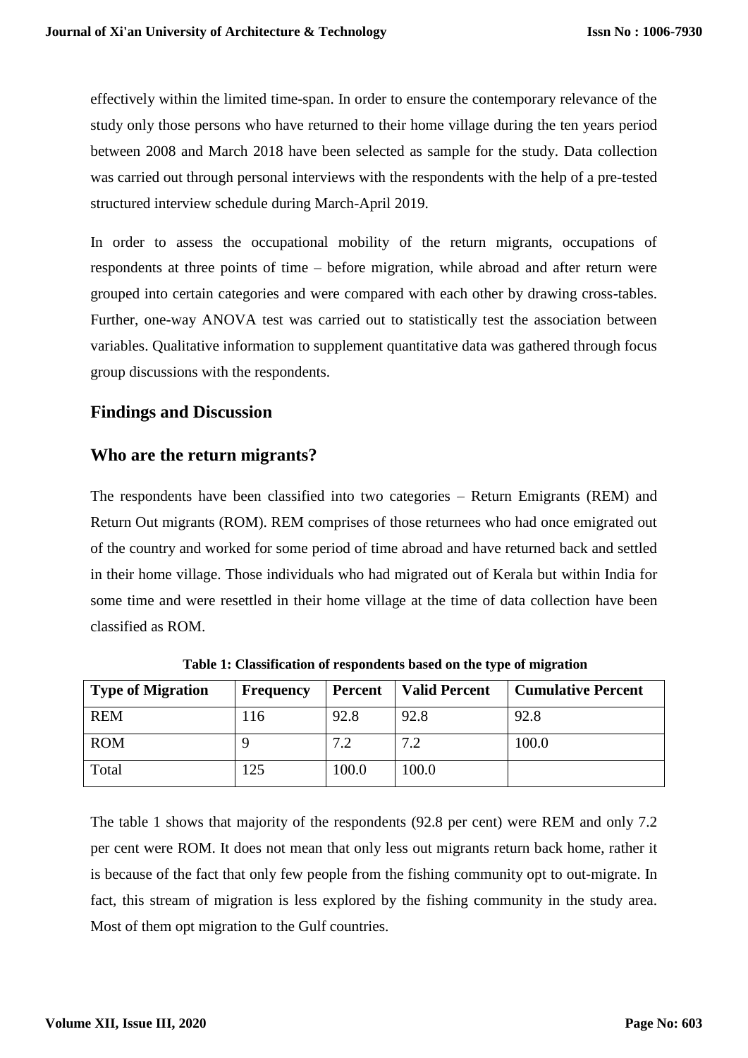effectively within the limited time-span. In order to ensure the contemporary relevance of the study only those persons who have returned to their home village during the ten years period between 2008 and March 2018 have been selected as sample for the study. Data collection was carried out through personal interviews with the respondents with the help of a pre-tested structured interview schedule during March-April 2019.

In order to assess the occupational mobility of the return migrants, occupations of respondents at three points of time – before migration, while abroad and after return were grouped into certain categories and were compared with each other by drawing cross-tables. Further, one-way ANOVA test was carried out to statistically test the association between variables. Qualitative information to supplement quantitative data was gathered through focus group discussions with the respondents.

## Findings and Discussion

## Who are the return migrants?

The respondents have been classified into two categories – Return Emigrants (REM) and Return Out migrants (ROM). REM comprises of those returnees who had once emigrated out of the country and worked for some period of time abroad and have returned back and settled in their home village. Those individuals who had migrated out of Kerala but within India for some time and were resettled in their home village at the time of data collection have been classified as ROM.

**Table 1: Classification of respondents based on the type of migration**

| Type of Migration | Frequency | Percent | Valid Percent | Cumulative Percent |
|---|---|---|---|---|
| REM | 116 | 92.8 | 92.8 | 92.8 |
| ROM | 9 | 7.2 | 7.2 | 100.0 |
| Total | 125 | 100.0 | 100.0 | |

The table 1 shows that majority of the respondents (92.8 per cent) were REM and only 7.2 per cent were ROM. It does not mean that only less out migrants return back home, rather it is because of the fact that only few people from the fishing community opt to out-migrate. In fact, this stream of migration is less explored by the fishing community in the study area. Most of them opt migration to the Gulf countries.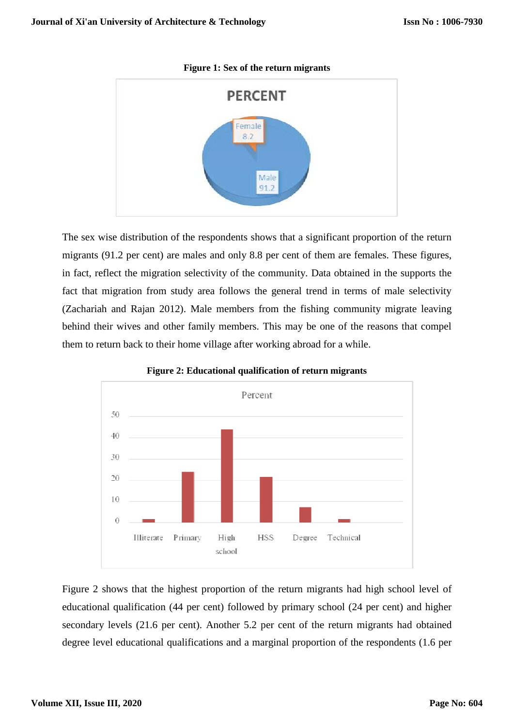**Figure 1: Sex of the return migrants**

The sex wise distribution of the respondents shows that a significant proportion of the return migrants (91.2 per cent) are males and only 8.8 per cent of them are females. These figures, in fact, reflect the migration selectivity of the community. Data obtained in the supports the fact that migration from study area follows the general trend in terms of male selectivity (Zachariah and Rajan 2012). Male members from the fishing community migrate leaving behind their wives and other family members. This may be one of the reasons that compel them to return back to their home village after working abroad for a while.

**Figure 2: Educational qualification of return migrants**

Figure 2 shows that the highest proportion of the return migrants had high school level of educational qualification (44 per cent) followed by primary school (24 per cent) and higher secondary levels (21.6 per cent). Another 5.2 per cent of the return migrants had obtained degree level educational qualifications and a marginal proportion of the respondents (1.6 per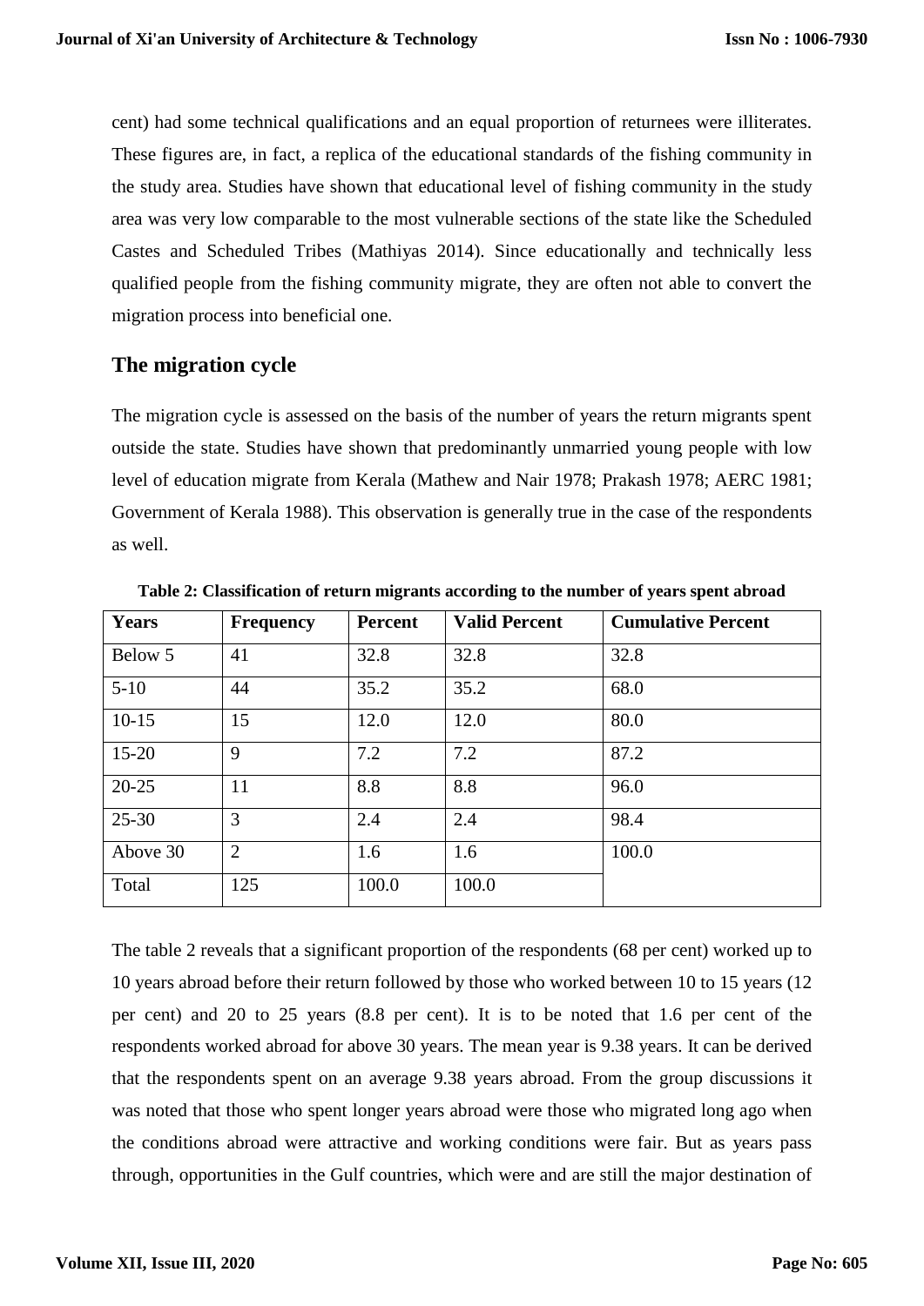cent) had some technical qualifications and an equal proportion of returnees were illiterates. These figures are, in fact, a replica of the educational standards of the fishing community in the study area. Studies have shown that educational level of fishing community in the study area was very low comparable to the most vulnerable sections of the state like the Scheduled Castes and Scheduled Tribes (Mathiyas 2014). Since educationally and technically less qualified people from the fishing community migrate, they are often not able to convert the migration process into beneficial one.

## The migration cycle

The migration cycle is assessed on the basis of the number of years the return migrants spent outside the state. Studies have shown that predominantly unmarried young people with low level of education migrate from Kerala (Mathew and Nair 1978; Prakash 1978; AERC 1981; Government of Kerala 1988). This observation is generally true in the case of the respondents as well.

**Table 2: Classification of return migrants according to the number of years spent abroad**

| Years | Frequency | Percent | Valid Percent | Cumulative Percent |
|---|---|---|---|---|
| Below 5 | 41 | 32.8 | 32.8 | 32.8 |
| 5-10 | 44 | 35.2 | 35.2 | 68.0 |
| 10-15 | 15 | 12.0 | 12.0 | 80.0 |
| 15-20 | 9 | 7.2 | 7.2 | 87.2 |
| 20-25 | 11 | 8.8 | 8.8 | 96.0 |
| 25-30 | 3 | 2.4 | 2.4 | 98.4 |
| Above 30 | 2 | 1.6 | 1.6 | 100.0 |
| Total | 125 | 100.0 | 100.0 | |

The table 2 reveals that a significant proportion of the respondents (68 per cent) worked up to 10 years abroad before their return followed by those who worked between 10 to 15 years (12 per cent) and 20 to 25 years (8.8 per cent). It is to be noted that 1.6 per cent of the respondents worked abroad for above 30 years. The mean year is 9.38 years. It can be derived that the respondents spent on an average 9.38 years abroad. From the group discussions it was noted that those who spent longer years abroad were those who migrated long ago when the conditions abroad were attractive and working conditions were fair. But as years pass through, opportunities in the Gulf countries, which were and are still the major destination of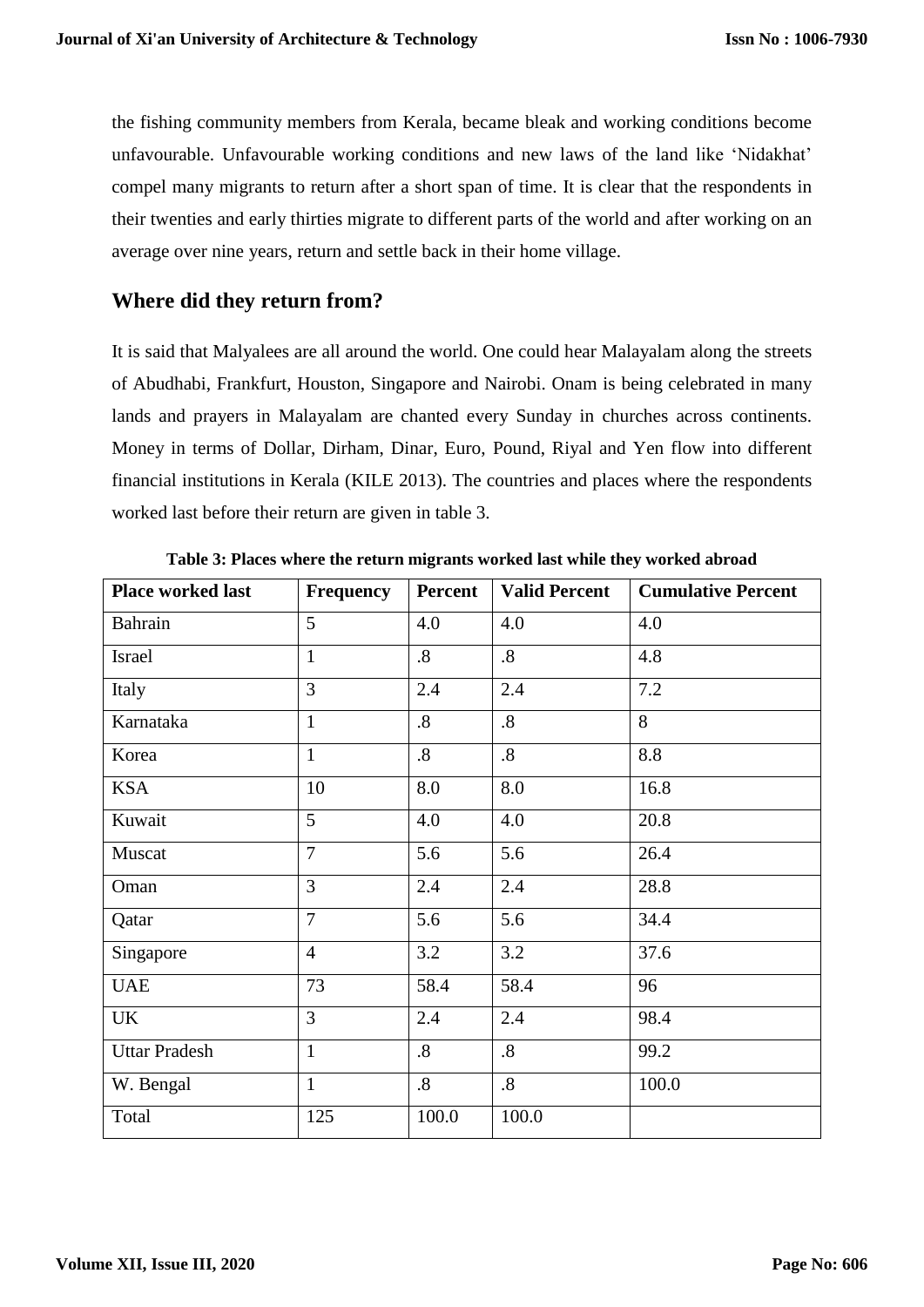the fishing community members from Kerala, became bleak and working conditions become unfavourable. Unfavourable working conditions and new laws of the land like 'Nidakhat' compel many migrants to return after a short span of time. It is clear that the respondents in their twenties and early thirties migrate to different parts of the world and after working on an average over nine years, return and settle back in their home village.

## Where did they return from?

It is said that Malyalees are all around the world. One could hear Malayalam along the streets of Abudhabi, Frankfurt, Houston, Singapore and Nairobi. Onam is being celebrated in many lands and prayers in Malayalam are chanted every Sunday in churches across continents. Money in terms of Dollar, Dirham, Dinar, Euro, Pound, Riyal and Yen flow into different financial institutions in Kerala (KILE 2013). The countries and places where the respondents worked last before their return are given in table 3.

**Table 3: Places where the return migrants worked last while they worked abroad**

| Place worked last | Frequency | Percent | Valid Percent | Cumulative Percent |
|---|---|---|---|---|
| Bahrain | 5 | 4.0 | 4.0 | 4.0 |
| Israel | 1 | .8 | .8 | 4.8 |
| Italy | 3 | 2.4 | 2.4 | 7.2 |
| Karnataka | 1 | .8 | .8 | 8 |
| Korea | 1 | .8 | .8 | 8.8 |
| KSA | 10 | 8.0 | 8.0 | 16.8 |
| Kuwait | 5 | 4.0 | 4.0 | 20.8 |
| Muscat | 7 | 5.6 | 5.6 | 26.4 |
| Oman | 3 | 2.4 | 2.4 | 28.8 |
| Qatar | 7 | 5.6 | 5.6 | 34.4 |
| Singapore | 4 | 3.2 | 3.2 | 37.6 |
| UAE | 73 | 58.4 | 58.4 | 96 |
| UK | 3 | 2.4 | 2.4 | 98.4 |
| Uttar Pradesh | 1 | .8 | .8 | 99.2 |
| W. Bengal | 1 | .8 | .8 | 100.0 |
| Total | 125 | 100.0 | 100.0 | |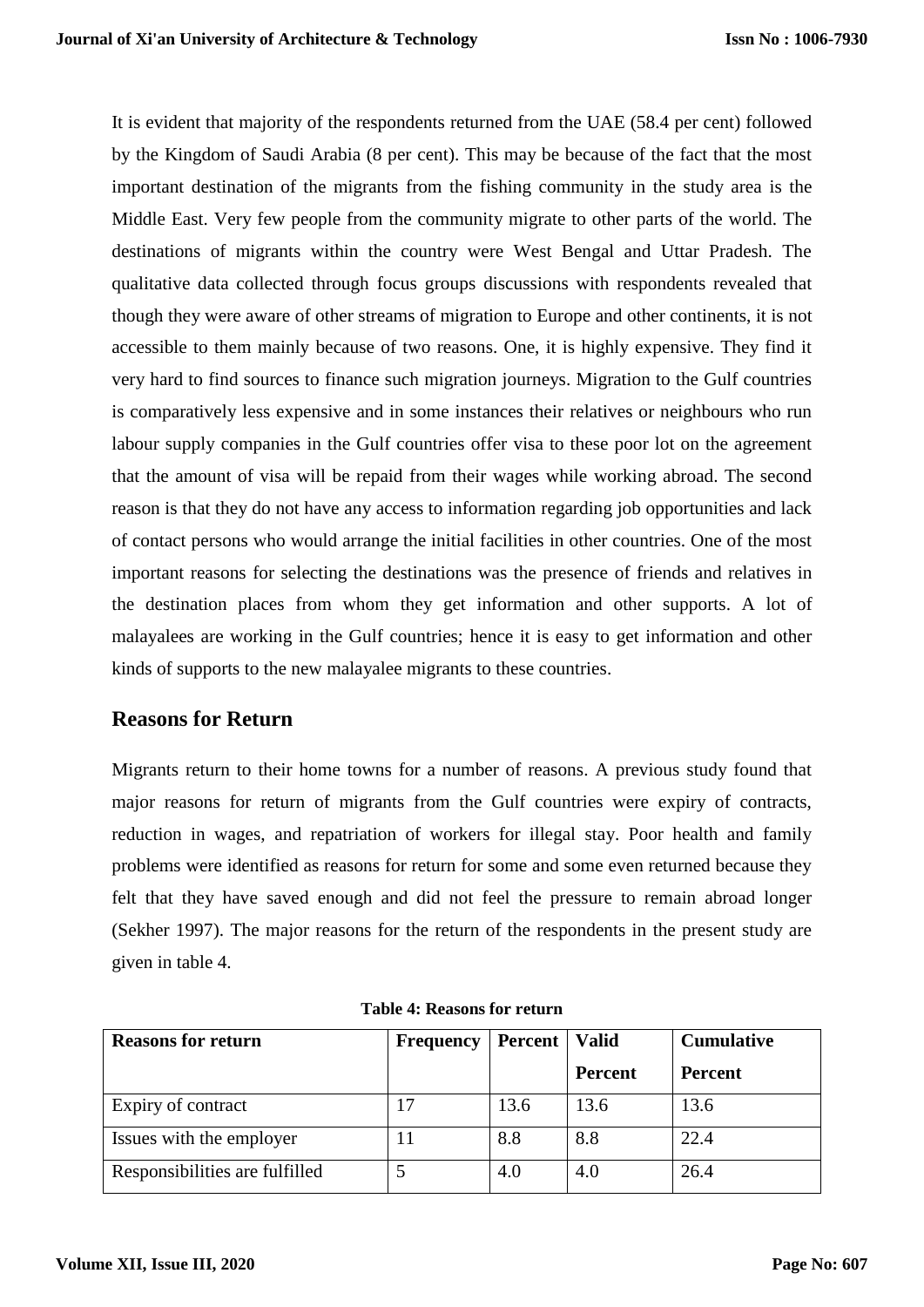It is evident that majority of the respondents returned from the UAE (58.4 per cent) followed by the Kingdom of Saudi Arabia (8 per cent). This may be because of the fact that the most important destination of the migrants from the fishing community in the study area is the Middle East. Very few people from the community migrate to other parts of the world. The destinations of migrants within the country were West Bengal and Uttar Pradesh. The qualitative data collected through focus groups discussions with respondents revealed that though they were aware of other streams of migration to Europe and other continents, it is not accessible to them mainly because of two reasons. One, it is highly expensive. They find it very hard to find sources to finance such migration journeys. Migration to the Gulf countries is comparatively less expensive and in some instances their relatives or neighbours who run labour supply companies in the Gulf countries offer visa to these poor lot on the agreement that the amount of visa will be repaid from their wages while working abroad. The second reason is that they do not have any access to information regarding job opportunities and lack of contact persons who would arrange the initial facilities in other countries. One of the most important reasons for selecting the destinations was the presence of friends and relatives in the destination places from whom they get information and other supports. A lot of malayalees are working in the Gulf countries; hence it is easy to get information and other kinds of supports to the new malayalee migrants to these countries.

## Reasons for Return

Migrants return to their home towns for a number of reasons. A previous study found that major reasons for return of migrants from the Gulf countries were expiry of contracts, reduction in wages, and repatriation of workers for illegal stay. Poor health and family problems were identified as reasons for return for some and some even returned because they felt that they have saved enough and did not feel the pressure to remain abroad longer (Sekher 1997). The major reasons for the return of the respondents in the present study are given in table 4.

**Table 4: Reasons for return**

| Reasons for return | Frequency | Percent | Valid Percent | Cumulative Percent |
|---|---|---|---|---|
| Expiry of contract | 17 | 13.6 | 13.6 | 13.6 |
| Issues with the employer | 11 | 8.8 | 8.8 | 22.4 |
| Responsibilities are fulfilled | 5 | 4.0 | 4.0 | 26.4 |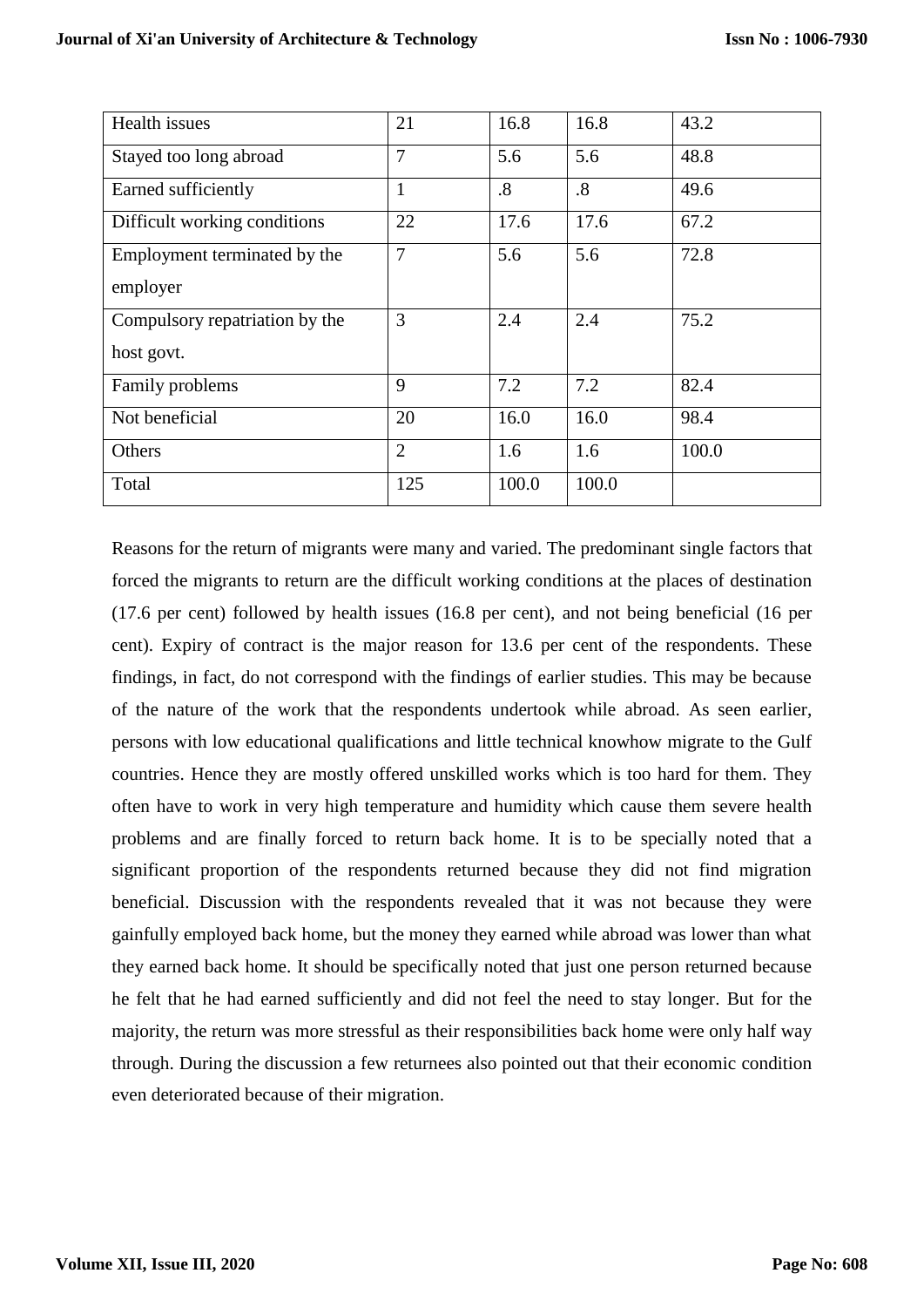| Health issues | 21 | 16.8 | 16.8 | 43.2 |
|---|---|---|---|---|
| Stayed too long abroad | 7 | 5.6 | 5.6 | 48.8 |
| Earned sufficiently | 1 | .8 | .8 | 49.6 |
| Difficult working conditions | 22 | 17.6 | 17.6 | 67.2 |
| Employment terminated by the employer | 7 | 5.6 | 5.6 | 72.8 |
| Compulsory repatriation by the host govt. | 3 | 2.4 | 2.4 | 75.2 |
| Family problems | 9 | 7.2 | 7.2 | 82.4 |
| Not beneficial | 20 | 16.0 | 16.0 | 98.4 |
| Others | 2 | 1.6 | 1.6 | 100.0 |
| Total | 125 | 100.0 | 100.0 | |

Reasons for the return of migrants were many and varied. The predominant single factors that forced the migrants to return are the difficult working conditions at the places of destination (17.6 per cent) followed by health issues (16.8 per cent), and not being beneficial (16 per cent). Expiry of contract is the major reason for 13.6 per cent of the respondents. These findings, in fact, do not correspond with the findings of earlier studies. This may be because of the nature of the work that the respondents undertook while abroad. As seen earlier, persons with low educational qualifications and little technical knowhow migrate to the Gulf countries. Hence they are mostly offered unskilled works which is too hard for them. They often have to work in very high temperature and humidity which cause them severe health problems and are finally forced to return back home. It is to be specially noted that a significant proportion of the respondents returned because they did not find migration beneficial. Discussion with the respondents revealed that it was not because they were gainfully employed back home, but the money they earned while abroad was lower than what they earned back home. It should be specifically noted that just one person returned because he felt that he had earned sufficiently and did not feel the need to stay longer. But for the majority, the return was more stressful as their responsibilities back home were only half way through. During the discussion a few returnees also pointed out that their economic condition even deteriorated because of their migration.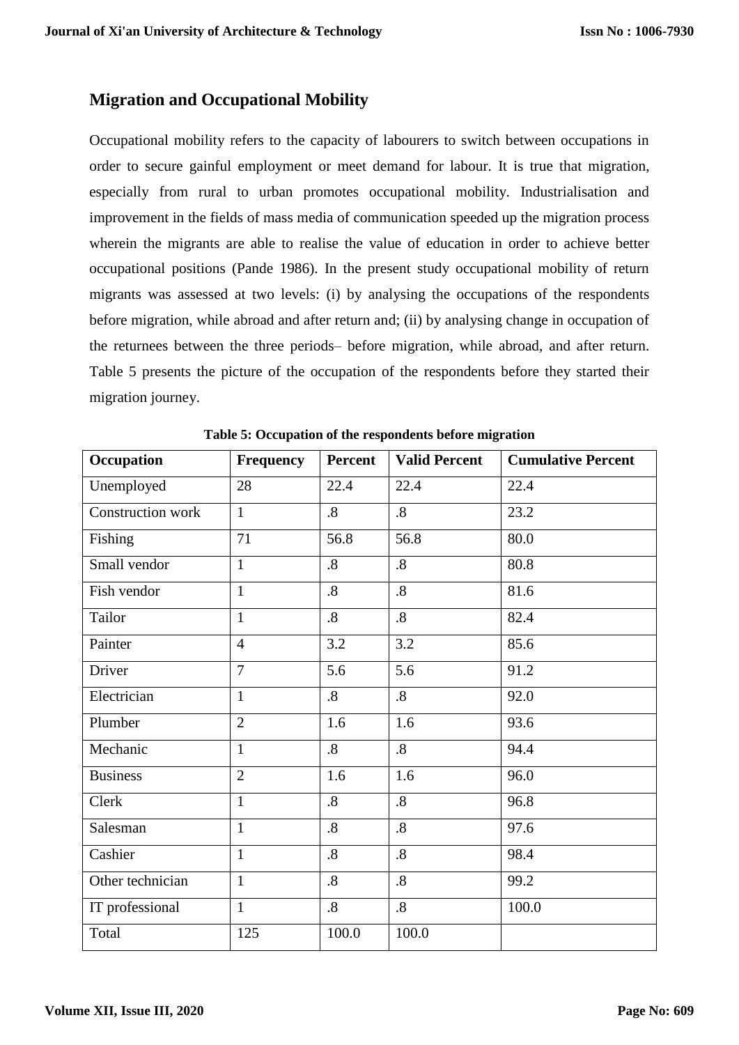## Migration and Occupational Mobility

Occupational mobility refers to the capacity of labourers to switch between occupations in order to secure gainful employment or meet demand for labour. It is true that migration, especially from rural to urban promotes occupational mobility. Industrialisation and improvement in the fields of mass media of communication speeded up the migration process wherein the migrants are able to realise the value of education in order to achieve better occupational positions (Pande 1986). In the present study occupational mobility of return migrants was assessed at two levels: (i) by analysing the occupations of the respondents before migration, while abroad and after return and; (ii) by analysing change in occupation of the returnees between the three periods– before migration, while abroad, and after return. Table 5 presents the picture of the occupation of the respondents before they started their migration journey.

**Table 5: Occupation of the respondents before migration**

| Occupation | Frequency | Percent | Valid Percent | Cumulative Percent |
|---|---|---|---|---|
| Unemployed | 28 | 22.4 | 22.4 | 22.4 |
| Construction work | 1 | .8 | .8 | 23.2 |
| Fishing | 71 | 56.8 | 56.8 | 80.0 |
| Small vendor | 1 | .8 | .8 | 80.8 |
| Fish vendor | 1 | .8 | .8 | 81.6 |
| Tailor | 1 | .8 | .8 | 82.4 |
| Painter | 4 | 3.2 | 3.2 | 85.6 |
| Driver | 7 | 5.6 | 5.6 | 91.2 |
| Electrician | 1 | .8 | .8 | 92.0 |
| Plumber | 2 | 1.6 | 1.6 | 93.6 |
| Mechanic | 1 | .8 | .8 | 94.4 |
| Business | 2 | 1.6 | 1.6 | 96.0 |
| Clerk | 1 | .8 | .8 | 96.8 |
| Salesman | 1 | .8 | .8 | 97.6 |
| Cashier | 1 | .8 | .8 | 98.4 |
| Other technician | 1 | .8 | .8 | 99.2 |
| IT professional | 1 | .8 | .8 | 100.0 |
| Total | 125 | 100.0 | 100.0 | |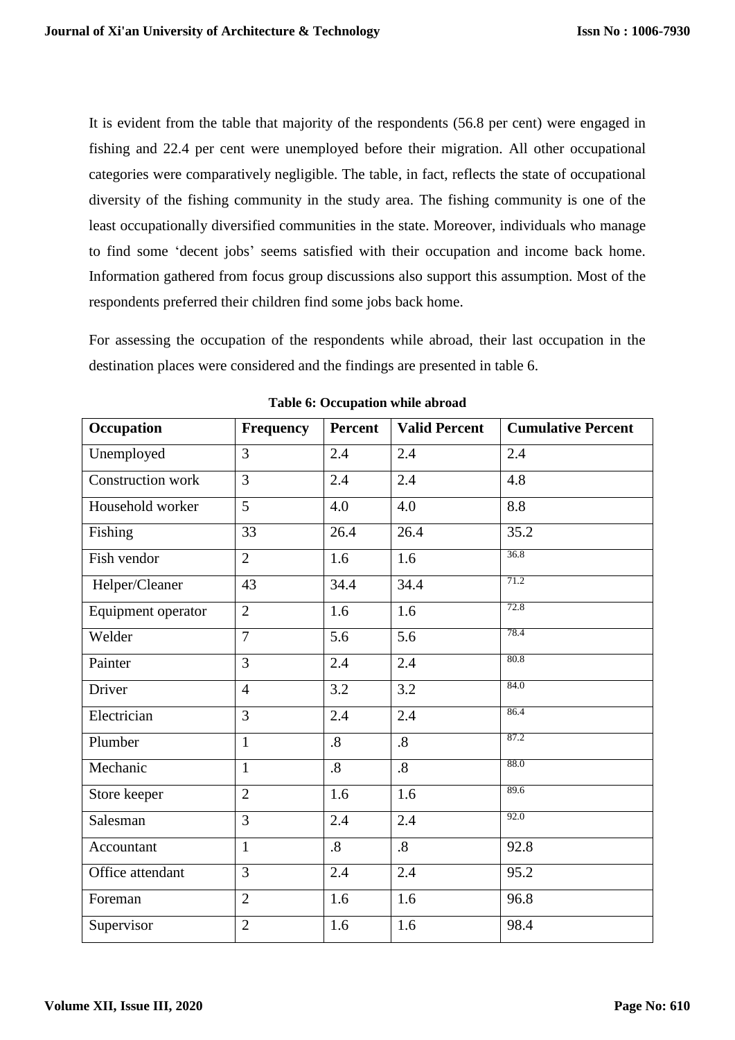It is evident from the table that majority of the respondents (56.8 per cent) were engaged in fishing and 22.4 per cent were unemployed before their migration. All other occupational categories were comparatively negligible. The table, in fact, reflects the state of occupational diversity of the fishing community in the study area. The fishing community is one of the least occupationally diversified communities in the state. Moreover, individuals who manage to find some 'decent jobs' seems satisfied with their occupation and income back home. Information gathered from focus group discussions also support this assumption. Most of the respondents preferred their children find some jobs back home.

For assessing the occupation of the respondents while abroad, their last occupation in the destination places were considered and the findings are presented in table 6.

**Table 6: Occupation while abroad**

| Occupation | Frequency | Percent | Valid Percent | Cumulative Percent |
|---|---|---|---|---|
| Unemployed | 3 | 2.4 | 2.4 | 2.4 |
| Construction work | 3 | 2.4 | 2.4 | 4.8 |
| Household worker | 5 | 4.0 | 4.0 | 8.8 |
| Fishing | 33 | 26.4 | 26.4 | 35.2 |
| Fish vendor | 2 | 1.6 | 1.6 | 36.8 |
| Helper/Cleaner | 43 | 34.4 | 34.4 | 71.2 |
| Equipment operator | 2 | 1.6 | 1.6 | 72.8 |
| Welder | 7 | 5.6 | 5.6 | 78.4 |
| Painter | 3 | 2.4 | 2.4 | 80.8 |
| Driver | 4 | 3.2 | 3.2 | 84.0 |
| Electrician | 3 | 2.4 | 2.4 | 86.4 |
| Plumber | 1 | .8 | .8 | 87.2 |
| Mechanic | 1 | .8 | .8 | 88.0 |
| Store keeper | 2 | 1.6 | 1.6 | 89.6 |
| Salesman | 3 | 2.4 | 2.4 | 92.0 |
| Accountant | 1 | .8 | .8 | 92.8 |
| Office attendant | 3 | 2.4 | 2.4 | 95.2 |
| Foreman | 2 | 1.6 | 1.6 | 96.8 |
| Supervisor | 2 | 1.6 | 1.6 | 98.4 |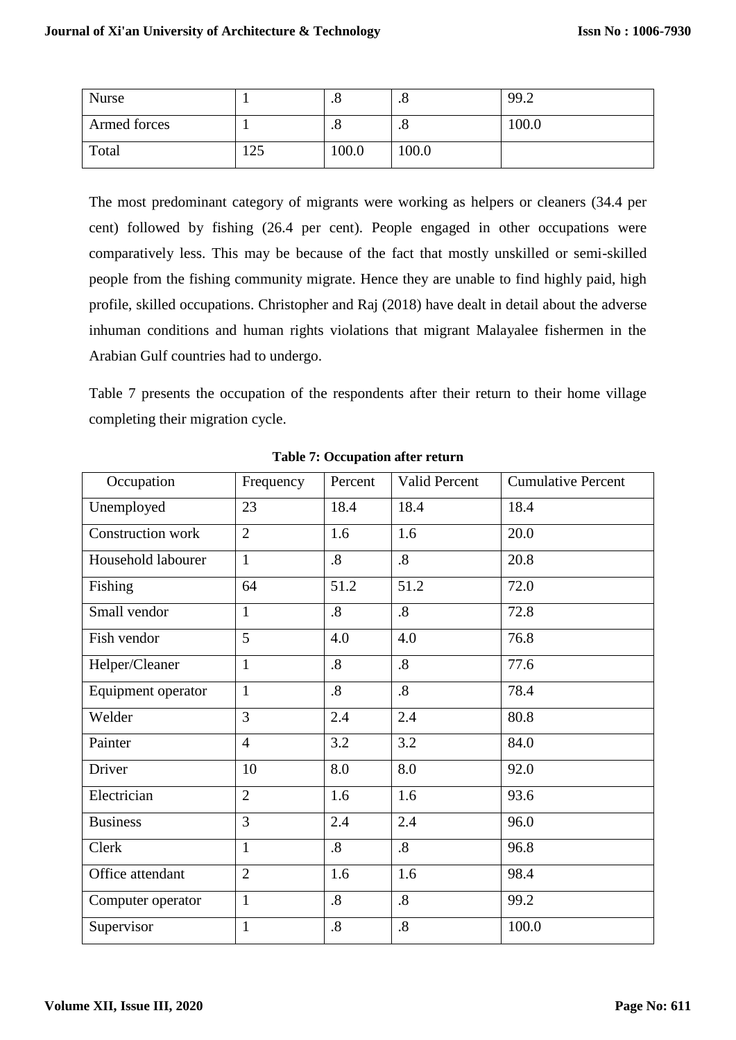| | | | | |
|---|---|---|---|---|
| Nurse | 1 | .8 | .8 | 99.2 |
| Armed forces | 1 | .8 | .8 | 100.0 |
| Total | 125 | 100.0 | 100.0 | |

The most predominant category of migrants were working as helpers or cleaners (34.4 per cent) followed by fishing (26.4 per cent). People engaged in other occupations were comparatively less. This may be because of the fact that mostly unskilled or semi-skilled people from the fishing community migrate. Hence they are unable to find highly paid, high profile, skilled occupations. Christopher and Raj (2018) have dealt in detail about the adverse inhuman conditions and human rights violations that migrant Malayalee fishermen in the Arabian Gulf countries had to undergo.

Table 7 presents the occupation of the respondents after their return to their home village completing their migration cycle.

**Table 7: Occupation after return**

| Occupation | Frequency | Percent | Valid Percent | Cumulative Percent |
|---|---|---|---|---|
| Unemployed | 23 | 18.4 | 18.4 | 18.4 |
| Construction work | 2 | 1.6 | 1.6 | 20.0 |
| Household labourer | 1 | .8 | .8 | 20.8 |
| Fishing | 64 | 51.2 | 51.2 | 72.0 |
| Small vendor | 1 | .8 | .8 | 72.8 |
| Fish vendor | 5 | 4.0 | 4.0 | 76.8 |
| Helper/Cleaner | 1 | .8 | .8 | 77.6 |
| Equipment operator | 1 | .8 | .8 | 78.4 |
| Welder | 3 | 2.4 | 2.4 | 80.8 |
| Painter | 4 | 3.2 | 3.2 | 84.0 |
| Driver | 10 | 8.0 | 8.0 | 92.0 |
| Electrician | 2 | 1.6 | 1.6 | 93.6 |
| Business | 3 | 2.4 | 2.4 | 96.0 |
| Clerk | 1 | .8 | .8 | 96.8 |
| Office attendant | 2 | 1.6 | 1.6 | 98.4 |
| Computer operator | 1 | .8 | .8 | 99.2 |
| Supervisor | 1 | .8 | .8 | 100.0 |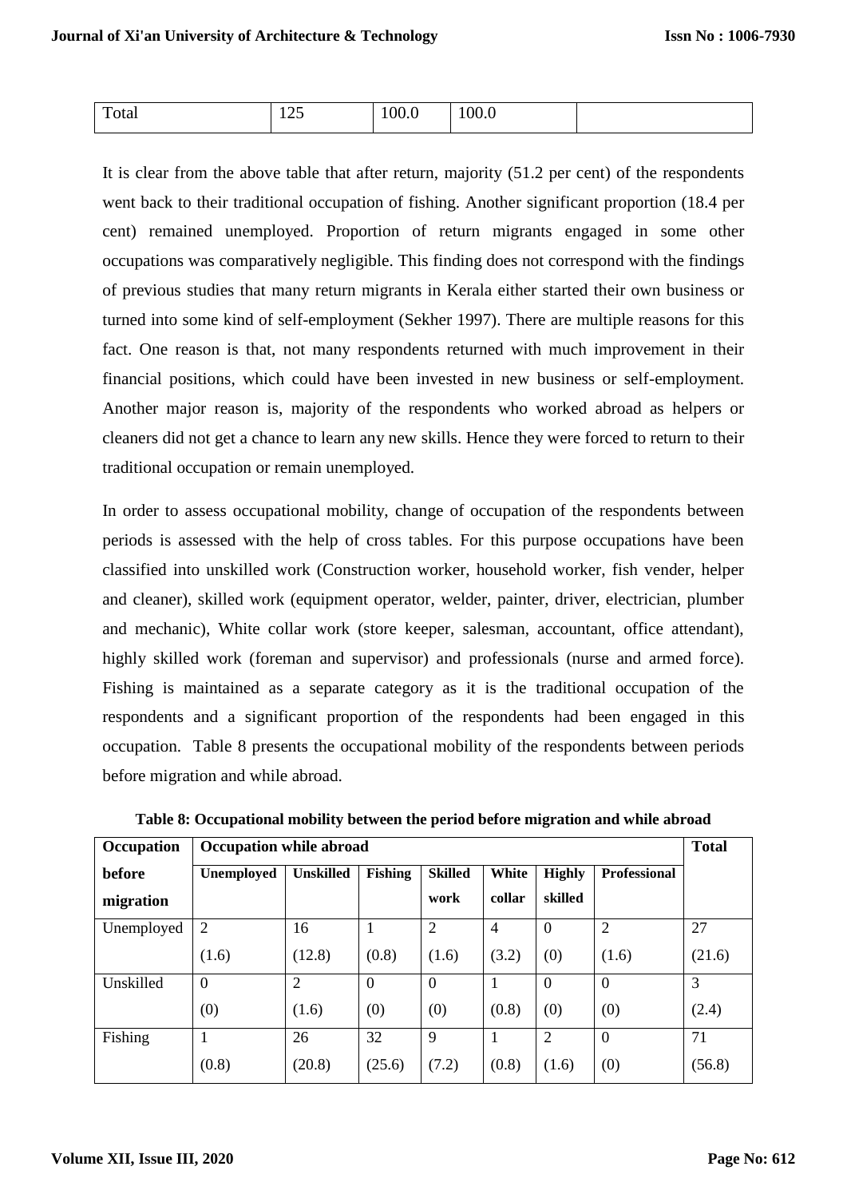| Total | 125 | 100.0 | 100.0 | |
|---|---|---|---|---|

It is clear from the above table that after return, majority (51.2 per cent) of the respondents went back to their traditional occupation of fishing. Another significant proportion (18.4 per cent) remained unemployed. Proportion of return migrants engaged in some other occupations was comparatively negligible. This finding does not correspond with the findings of previous studies that many return migrants in Kerala either started their own business or turned into some kind of self-employment (Sekher 1997). There are multiple reasons for this fact. One reason is that, not many respondents returned with much improvement in their financial positions, which could have been invested in new business or self-employment. Another major reason is, majority of the respondents who worked abroad as helpers or cleaners did not get a chance to learn any new skills. Hence they were forced to return to their traditional occupation or remain unemployed.

In order to assess occupational mobility, change of occupation of the respondents between periods is assessed with the help of cross tables. For this purpose occupations have been classified into unskilled work (Construction worker, household worker, fish vender, helper and cleaner), skilled work (equipment operator, welder, painter, driver, electrician, plumber and mechanic), White collar work (store keeper, salesman, accountant, office attendant), highly skilled work (foreman and supervisor) and professionals (nurse and armed force). Fishing is maintained as a separate category as it is the traditional occupation of the respondents and a significant proportion of the respondents had been engaged in this occupation. Table 8 presents the occupational mobility of the respondents between periods before migration and while abroad.

**Table 8: Occupational mobility between the period before migration and while abroad**

| **Occupation before migration** | **Occupation while abroad** | | | | | | | **Total** |
|---|---|---|---|---|---|---|---|---|
| | **Unemployed** | **Unskilled** | **Fishing** | **Skilled work** | **White collar** | **Highly skilled** | **Professional** | |
| Unemployed | 2 (1.6) | 16 (12.8) | 1 (0.8) | 2 (1.6) | 4 (3.2) | 0 (0) | 2 (1.6) | 27 (21.6) |
| Unskilled | 0 (0) | 2 (1.6) | 0 (0) | 0 (0) | 1 (0.8) | 0 (0) | 0 (0) | 3 (2.4) |
| Fishing | 1 (0.8) | 26 (20.8) | 32 (25.6) | 9 (7.2) | 1 (0.8) | 2 (1.6) | 0 (0) | 71 (56.8) |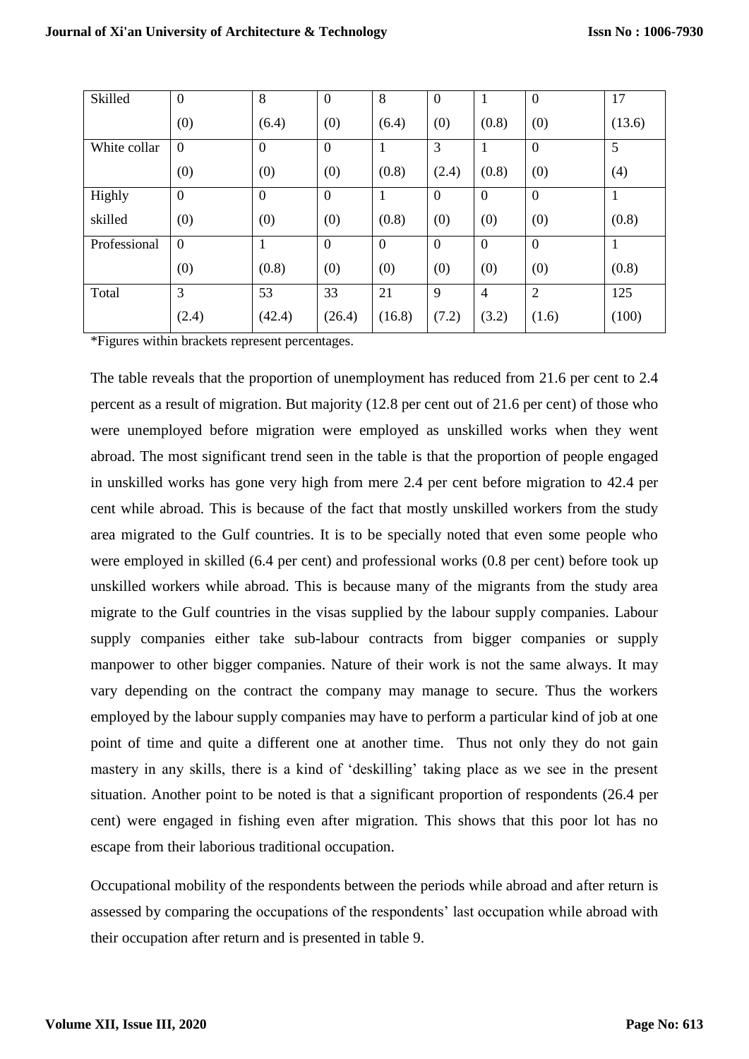| | | | | | | | | |
|---|---|---|---|---|---|---|---|---|
| Skilled | 0<br>(0) | 8<br>(6.4) | 0<br>(0) | 8<br>(6.4) | 0<br>(0) | 1<br>(0.8) | 0<br>(0) | 17<br>(13.6) |
| White collar | 0<br>(0) | 0<br>(0) | 0<br>(0) | 1<br>(0.8) | 3<br>(2.4) | 1<br>(0.8) | 0<br>(0) | 5<br>(4) |
| Highly skilled | 0<br>(0) | 0<br>(0) | 0<br>(0) | 1<br>(0.8) | 0<br>(0) | 0<br>(0) | 0<br>(0) | 1<br>(0.8) |
| Professional | 0<br>(0) | 1<br>(0.8) | 0<br>(0) | 0<br>(0) | 0<br>(0) | 0<br>(0) | 0<br>(0) | 1<br>(0.8) |
| Total | 3<br>(2.4) | 53<br>(42.4) | 33<br>(26.4) | 21<br>(16.8) | 9<br>(7.2) | 4<br>(3.2) | 2<br>(1.6) | 125<br>(100) |

*Figures within brackets represent percentages.

The table reveals that the proportion of unemployment has reduced from 21.6 per cent to 2.4 percent as a result of migration. But majority (12.8 per cent out of 21.6 per cent) of those who were unemployed before migration were employed as unskilled works when they went abroad. The most significant trend seen in the table is that the proportion of people engaged in unskilled works has gone very high from mere 2.4 per cent before migration to 42.4 per cent while abroad. This is because of the fact that mostly unskilled workers from the study area migrated to the Gulf countries. It is to be specially noted that even some people who were employed in skilled (6.4 per cent) and professional works (0.8 per cent) before took up unskilled workers while abroad. This is because many of the migrants from the study area migrate to the Gulf countries in the visas supplied by the labour supply companies. Labour supply companies either take sub-labour contracts from bigger companies or supply manpower to other bigger companies. Nature of their work is not the same always. It may vary depending on the contract the company may manage to secure. Thus the workers employed by the labour supply companies may have to perform a particular kind of job at one point of time and quite a different one at another time. Thus not only they do not gain mastery in any skills, there is a kind of 'deskilling' taking place as we see in the present situation. Another point to be noted is that a significant proportion of respondents (26.4 per cent) were engaged in fishing even after migration. This shows that this poor lot has no escape from their laborious traditional occupation.

Occupational mobility of the respondents between the periods while abroad and after return is assessed by comparing the occupations of the respondents' last occupation while abroad with their occupation after return and is presented in table 9.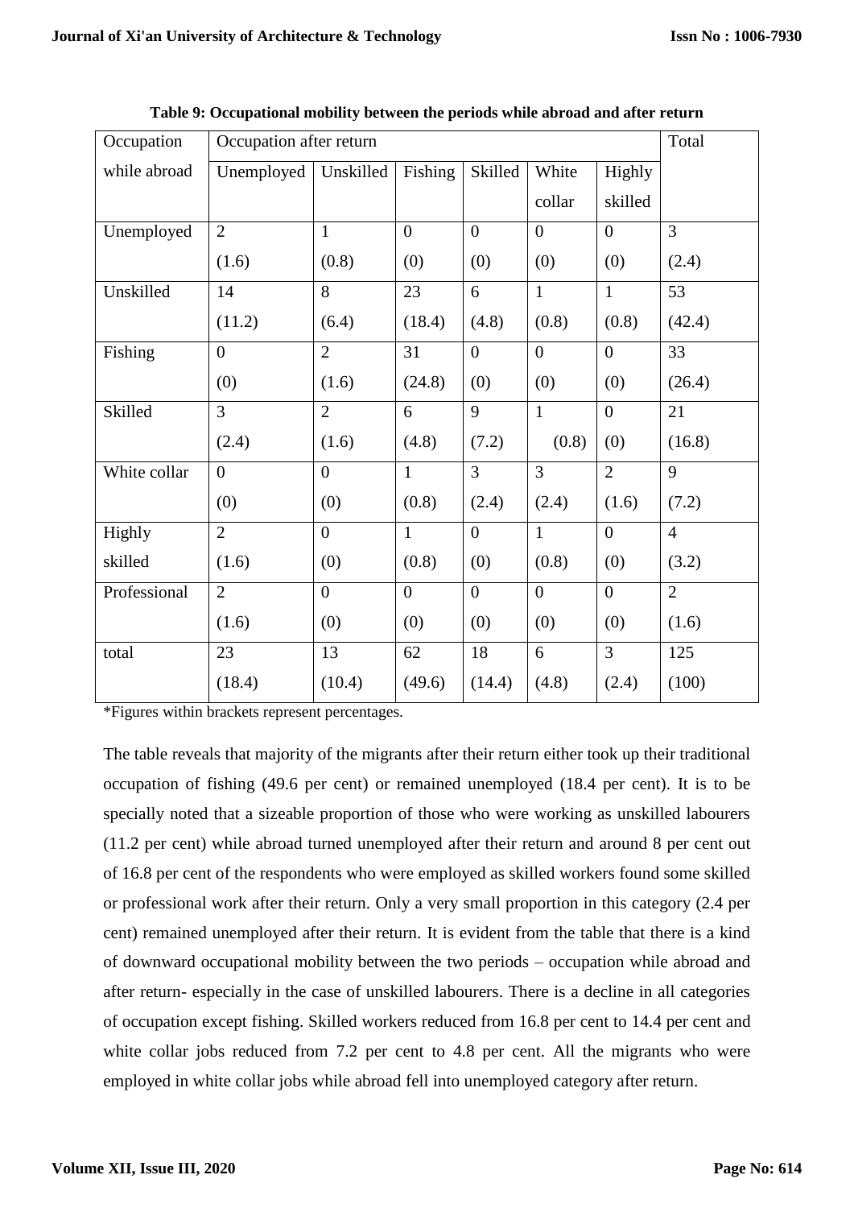**Table 9: Occupational mobility between the periods while abroad and after return**

| Occupation while abroad | Occupation after return | | | | | | Total |
|---|---|---|---|---|---|---|---|
| | Unemployed | Unskilled | Fishing | Skilled | White collar | Highly skilled | |
| Unemployed | 2 (1.6) | 1 (0.8) | 0 (0) | 0 (0) | 0 (0) | 0 (0) | 3 (2.4) |
| Unskilled | 14 (11.2) | 8 (6.4) | 23 (18.4) | 6 (4.8) | 1 (0.8) | 1 (0.8) | 53 (42.4) |
| Fishing | 0 (0) | 2 (1.6) | 31 (24.8) | 0 (0) | 0 (0) | 0 (0) | 33 (26.4) |
| Skilled | 3 (2.4) | 2 (1.6) | 6 (4.8) | 9 (7.2) | 1 (0.8) | 0 (0) | 21 (16.8) |
| White collar | 0 (0) | 0 (0) | 1 (0.8) | 3 (2.4) | 3 (2.4) | 2 (1.6) | 9 (7.2) |
| Highly skilled | 2 (1.6) | 0 (0) | 1 (0.8) | 0 (0) | 1 (0.8) | 0 (0) | 4 (3.2) |
| Professional | 2 (1.6) | 0 (0) | 0 (0) | 0 (0) | 0 (0) | 0 (0) | 2 (1.6) |
| total | 23 (18.4) | 13 (10.4) | 62 (49.6) | 18 (14.4) | 6 (4.8) | 3 (2.4) | 125 (100) |

*Figures within brackets represent percentages.

The table reveals that majority of the migrants after their return either took up their traditional occupation of fishing (49.6 per cent) or remained unemployed (18.4 per cent). It is to be specially noted that a sizeable proportion of those who were working as unskilled labourers (11.2 per cent) while abroad turned unemployed after their return and around 8 per cent out of 16.8 per cent of the respondents who were employed as skilled workers found some skilled or professional work after their return. Only a very small proportion in this category (2.4 per cent) remained unemployed after their return. It is evident from the table that there is a kind of downward occupational mobility between the two periods – occupation while abroad and after return- especially in the case of unskilled labourers. There is a decline in all categories of occupation except fishing. Skilled workers reduced from 16.8 per cent to 14.4 per cent and white collar jobs reduced from 7.2 per cent to 4.8 per cent. All the migrants who were employed in white collar jobs while abroad fell into unemployed category after return.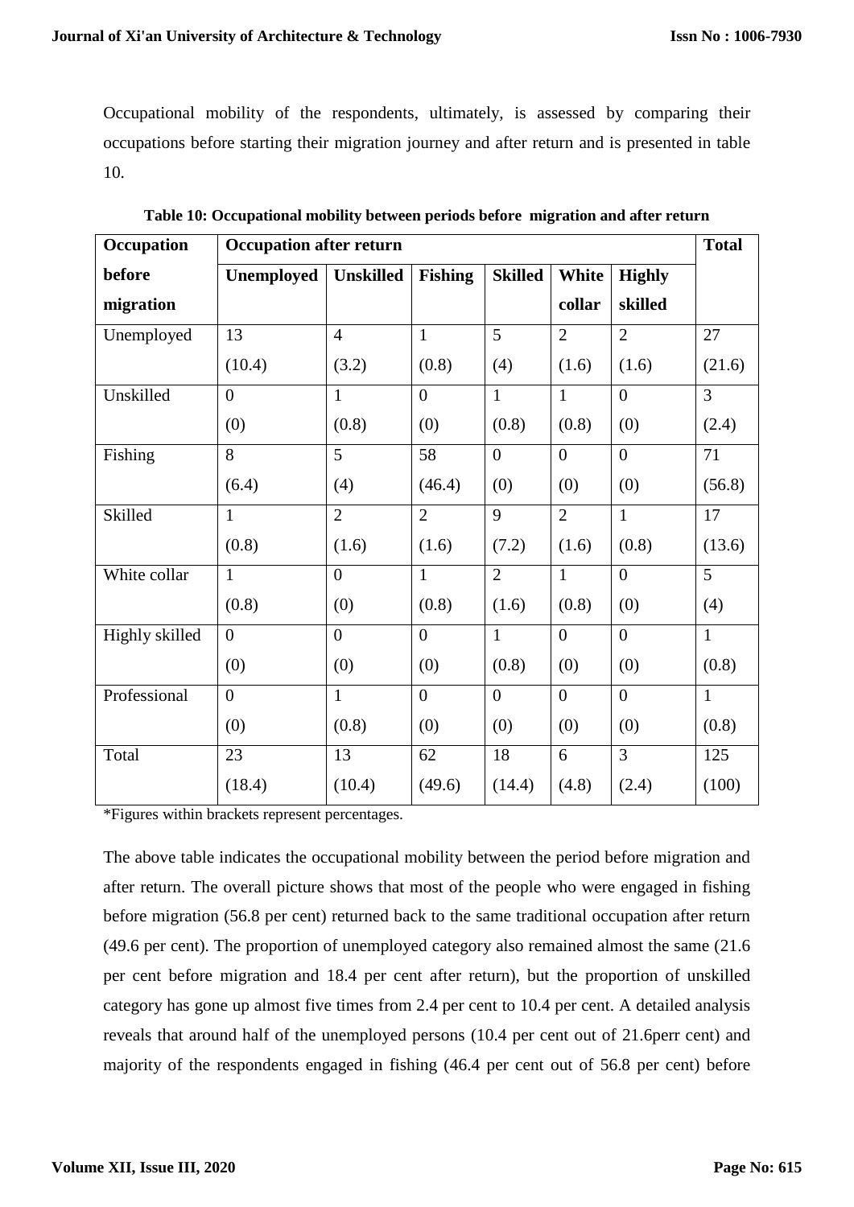Occupational mobility of the respondents, ultimately, is assessed by comparing their occupations before starting their migration journey and after return and is presented in table 10.

**Table 10: Occupational mobility between periods before migration and after return**

| Occupation before migration | Occupation after return | | | | | | Total |
|---|---|---|---|---|---|---|---|
| | Unemployed | Unskilled | Fishing | Skilled | White collar | Highly skilled | |
| Unemployed | 13 (10.4) | 4 (3.2) | 1 (0.8) | 5 (4) | 2 (1.6) | 2 (1.6) | 27 (21.6) |
| Unskilled | 0 (0) | 1 (0.8) | 0 (0) | 1 (0.8) | 1 (0.8) | 0 (0) | 3 (2.4) |
| Fishing | 8 (6.4) | 5 (4) | 58 (46.4) | 0 (0) | 0 (0) | 0 (0) | 71 (56.8) |
| Skilled | 1 (0.8) | 2 (1.6) | 2 (1.6) | 9 (7.2) | 2 (1.6) | 1 (0.8) | 17 (13.6) |
| White collar | 1 (0.8) | 0 (0) | 1 (0.8) | 2 (1.6) | 1 (0.8) | 0 (0) | 5 (4) |
| Highly skilled | 0 (0) | 0 (0) | 0 (0) | 1 (0.8) | 0 (0) | 0 (0) | 1 (0.8) |
| Professional | 0 (0) | 1 (0.8) | 0 (0) | 0 (0) | 0 (0) | 0 (0) | 1 (0.8) |
| Total | 23 (18.4) | 13 (10.4) | 62 (49.6) | 18 (14.4) | 6 (4.8) | 3 (2.4) | 125 (100) |

*Figures within brackets represent percentages.

The above table indicates the occupational mobility between the period before migration and after return. The overall picture shows that most of the people who were engaged in fishing before migration (56.8 per cent) returned back to the same traditional occupation after return (49.6 per cent). The proportion of unemployed category also remained almost the same (21.6 per cent before migration and 18.4 per cent after return), but the proportion of unskilled category has gone up almost five times from 2.4 per cent to 10.4 per cent. A detailed analysis reveals that around half of the unemployed persons (10.4 per cent out of 21.6perr cent) and majority of the respondents engaged in fishing (46.4 per cent out of 56.8 per cent) before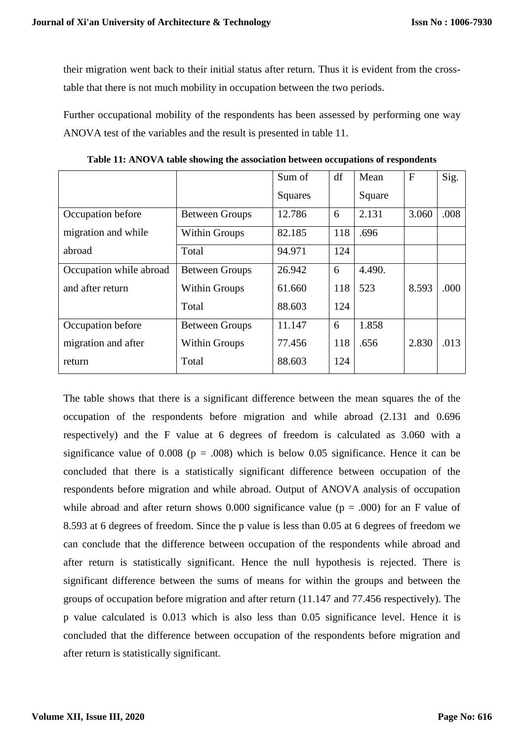their migration went back to their initial status after return. Thus it is evident from the cross-table that there is not much mobility in occupation between the two periods.

Further occupational mobility of the respondents has been assessed by performing one way ANOVA test of the variables and the result is presented in table 11.

**Table 11: ANOVA table showing the association between occupations of respondents**

| | | Sum of Squares | df | Mean Square | F | Sig. |
|---|---|---|---|---|---|---|
| Occupation before migration and while abroad | Between Groups | 12.786 | 6 | 2.131 | 3.060 | .008 |
| | Within Groups | 82.185 | 118 | .696 | | |
| | Total | 94.971 | 124 | | | |
| Occupation while abroad and after return | Between Groups | 26.942 | 6 | 4.490. | 8.593 | .000 |
| | Within Groups | 61.660 | 118 | 523 | | |
| | Total | 88.603 | 124 | | | |
| Occupation before migration and after return | Between Groups | 11.147 | 6 | 1.858 | 2.830 | .013 |
| | Within Groups | 77.456 | 118 | .656 | | |
| | Total | 88.603 | 124 | | | |

The table shows that there is a significant difference between the mean squares the of the occupation of the respondents before migration and while abroad (2.131 and 0.696 respectively) and the F value at 6 degrees of freedom is calculated as 3.060 with a significance value of 0.008 (p = .008) which is below 0.05 significance. Hence it can be concluded that there is a statistically significant difference between occupation of the respondents before migration and while abroad. Output of ANOVA analysis of occupation while abroad and after return shows 0.000 significance value (p = .000) for an F value of 8.593 at 6 degrees of freedom. Since the p value is less than 0.05 at 6 degrees of freedom we can conclude that the difference between occupation of the respondents while abroad and after return is statistically significant. Hence the null hypothesis is rejected. There is significant difference between the sums of means for within the groups and between the groups of occupation before migration and after return (11.147 and 77.456 respectively). The p value calculated is 0.013 which is also less than 0.05 significance level. Hence it is concluded that the difference between occupation of the respondents before migration and after return is statistically significant.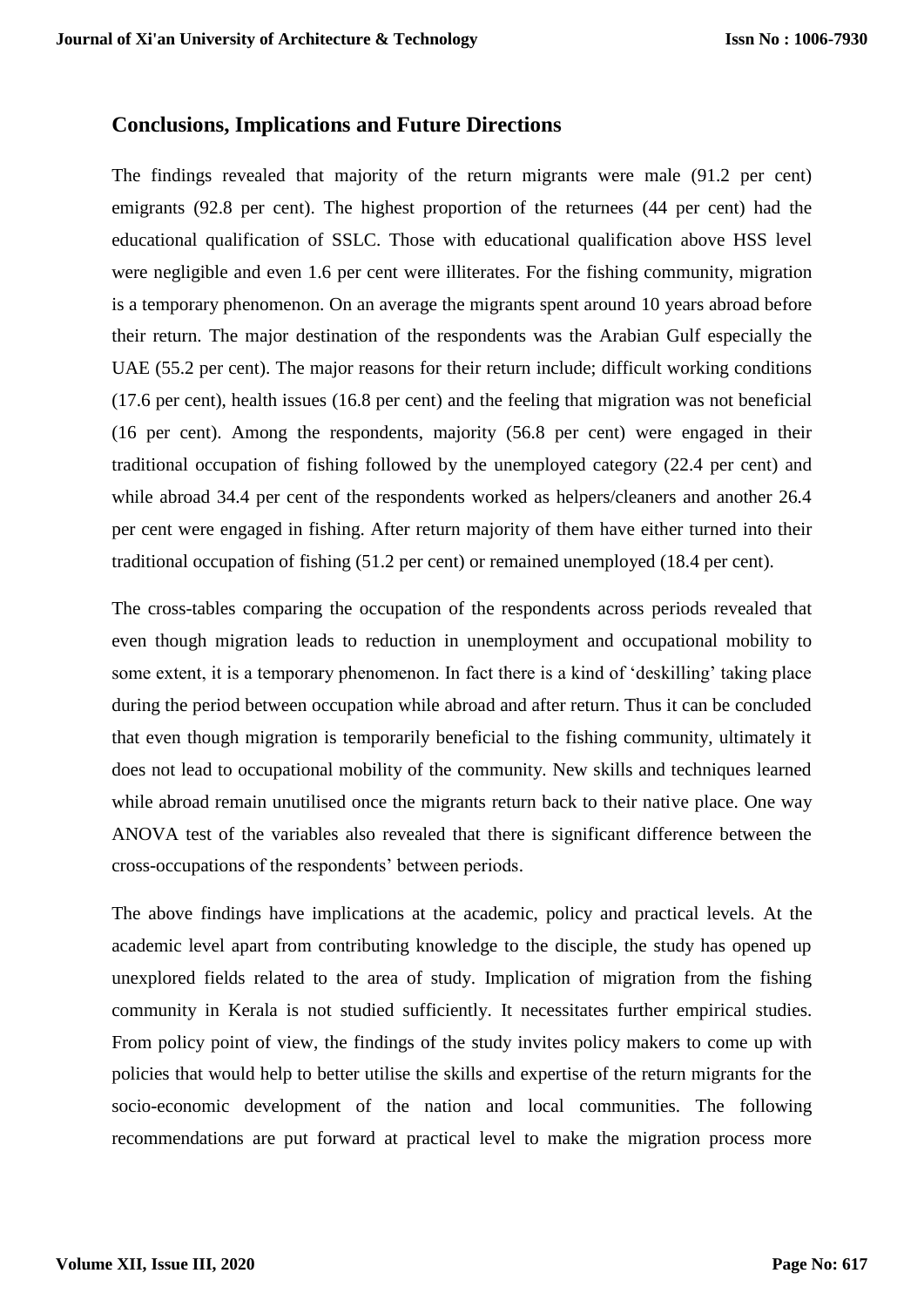## Conclusions, Implications and Future Directions

The findings revealed that majority of the return migrants were male (91.2 per cent) emigrants (92.8 per cent). The highest proportion of the returnees (44 per cent) had the educational qualification of SSLC. Those with educational qualification above HSS level were negligible and even 1.6 per cent were illiterates. For the fishing community, migration is a temporary phenomenon. On an average the migrants spent around 10 years abroad before their return. The major destination of the respondents was the Arabian Gulf especially the UAE (55.2 per cent). The major reasons for their return include; difficult working conditions (17.6 per cent), health issues (16.8 per cent) and the feeling that migration was not beneficial (16 per cent). Among the respondents, majority (56.8 per cent) were engaged in their traditional occupation of fishing followed by the unemployed category (22.4 per cent) and while abroad 34.4 per cent of the respondents worked as helpers/cleaners and another 26.4 per cent were engaged in fishing. After return majority of them have either turned into their traditional occupation of fishing (51.2 per cent) or remained unemployed (18.4 per cent).

The cross-tables comparing the occupation of the respondents across periods revealed that even though migration leads to reduction in unemployment and occupational mobility to some extent, it is a temporary phenomenon. In fact there is a kind of 'deskilling' taking place during the period between occupation while abroad and after return. Thus it can be concluded that even though migration is temporarily beneficial to the fishing community, ultimately it does not lead to occupational mobility of the community. New skills and techniques learned while abroad remain unutilised once the migrants return back to their native place. One way ANOVA test of the variables also revealed that there is significant difference between the cross-occupations of the respondents' between periods.

The above findings have implications at the academic, policy and practical levels. At the academic level apart from contributing knowledge to the disciple, the study has opened up unexplored fields related to the area of study. Implication of migration from the fishing community in Kerala is not studied sufficiently. It necessitates further empirical studies. From policy point of view, the findings of the study invites policy makers to come up with policies that would help to better utilise the skills and expertise of the return migrants for the socio-economic development of the nation and local communities. The following recommendations are put forward at practical level to make the migration process more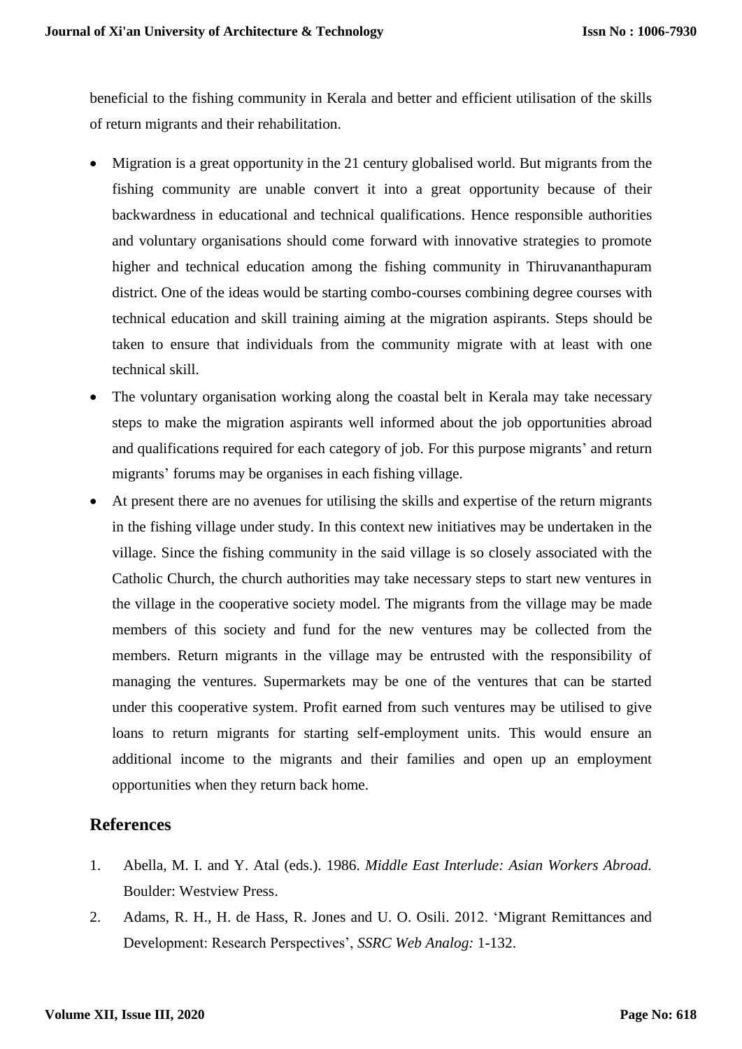beneficial to the fishing community in Kerala and better and efficient utilisation of the skills of return migrants and their rehabilitation.

- Migration is a great opportunity in the 21 century globalised world. But migrants from the fishing community are unable convert it into a great opportunity because of their backwardness in educational and technical qualifications. Hence responsible authorities and voluntary organisations should come forward with innovative strategies to promote higher and technical education among the fishing community in Thiruvananthapuram district. One of the ideas would be starting combo-courses combining degree courses with technical education and skill training aiming at the migration aspirants. Steps should be taken to ensure that individuals from the community migrate with at least with one technical skill.
- The voluntary organisation working along the coastal belt in Kerala may take necessary steps to make the migration aspirants well informed about the job opportunities abroad and qualifications required for each category of job. For this purpose migrants' and return migrants' forums may be organises in each fishing village.
- At present there are no avenues for utilising the skills and expertise of the return migrants in the fishing village under study. In this context new initiatives may be undertaken in the village. Since the fishing community in the said village is so closely associated with the Catholic Church, the church authorities may take necessary steps to start new ventures in the village in the cooperative society model. The migrants from the village may be made members of this society and fund for the new ventures may be collected from the members. Return migrants in the village may be entrusted with the responsibility of managing the ventures. Supermarkets may be one of the ventures that can be started under this cooperative system. Profit earned from such ventures may be utilised to give loans to return migrants for starting self-employment units. This would ensure an additional income to the migrants and their families and open up an employment opportunities when they return back home.

## References

1. Abella, M. I. and Y. Atal (eds.). 1986. *Middle East Interlude: Asian Workers Abroad.* Boulder: Westview Press.
2. Adams, R. H., H. de Hass, R. Jones and U. O. Osili. 2012. 'Migrant Remittances and Development: Research Perspectives', *SSRC Web Analog:* 1-132.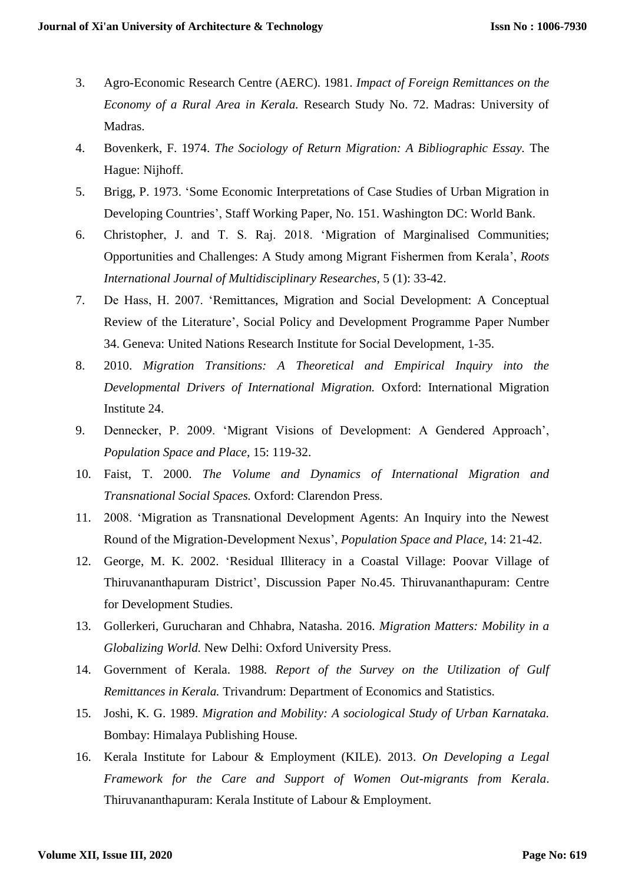3. Agro-Economic Research Centre (AERC). 1981. *Impact of Foreign Remittances on the Economy of a Rural Area in Kerala.* Research Study No. 72. Madras: University of Madras.
4. Bovenkerk, F. 1974. *The Sociology of Return Migration: A Bibliographic Essay*. The Hague: Nijhoff.
5. Brigg, P. 1973. 'Some Economic Interpretations of Case Studies of Urban Migration in Developing Countries', Staff Working Paper, No. 151. Washington DC: World Bank.
6. Christopher, J. and T. S. Raj. 2018. 'Migration of Marginalised Communities; Opportunities and Challenges: A Study among Migrant Fishermen from Kerala', *Roots International Journal of Multidisciplinary Researches*, 5 (1): 33-42.
7. De Hass, H. 2007. 'Remittances, Migration and Social Development: A Conceptual Review of the Literature', Social Policy and Development Programme Paper Number 34. Geneva: United Nations Research Institute for Social Development, 1-35.
8. 2010. *Migration Transitions: A Theoretical and Empirical Inquiry into the Developmental Drivers of International Migration.* Oxford: International Migration Institute 24.
9. Dennecker, P. 2009. 'Migrant Visions of Development: A Gendered Approach', *Population Space and Place,* 15: 119-32.
10. Faist, T. 2000. *The Volume and Dynamics of International Migration and Transnational Social Spaces.* Oxford: Clarendon Press.
11. 2008. 'Migration as Transnational Development Agents: An Inquiry into the Newest Round of the Migration-Development Nexus', *Population Space and Place*, 14: 21-42.
12. George, M. K. 2002. 'Residual Illiteracy in a Coastal Village: Poovar Village of Thiruvananthapuram District', Discussion Paper No.45. Thiruvananthapuram: Centre for Development Studies.
13. Gollerkeri, Gurucharan and Chhabra, Natasha. 2016. *Migration Matters: Mobility in a Globalizing World.* New Delhi: Oxford University Press.
14. Government of Kerala. 1988. *Report of the Survey on the Utilization of Gulf Remittances in Kerala.* Trivandrum: Department of Economics and Statistics.
15. Joshi, K. G. 1989. *Migration and Mobility: A sociological Study of Urban Karnataka.* Bombay: Himalaya Publishing House.
16. Kerala Institute for Labour & Employment (KILE). 2013. *On Developing a Legal Framework for the Care and Support of Women Out-migrants from Kerala*. Thiruvananthapuram: Kerala Institute of Labour & Employment.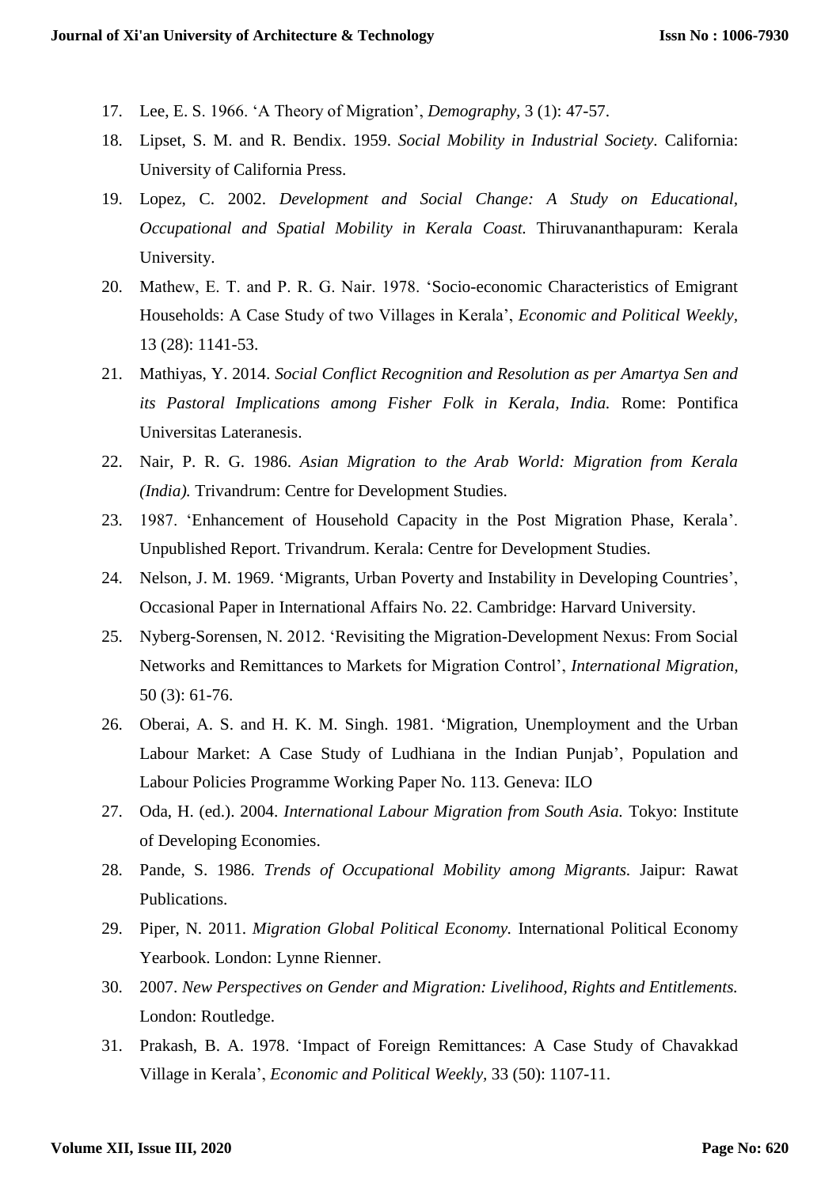17. Lee, E. S. 1966. 'A Theory of Migration', *Demography,* 3 (1): 47-57.
18. Lipset, S. M. and R. Bendix. 1959. *Social Mobility in Industrial Society*. California: University of California Press.
19. Lopez, C. 2002. *Development and Social Change: A Study on Educational, Occupational and Spatial Mobility in Kerala Coast.* Thiruvananthapuram: Kerala University.
20. Mathew, E. T. and P. R. G. Nair. 1978. 'Socio-economic Characteristics of Emigrant Households: A Case Study of two Villages in Kerala', *Economic and Political Weekly,* 13 (28): 1141-53.
21. Mathiyas, Y. 2014. *Social Conflict Recognition and Resolution as per Amartya Sen and its Pastoral Implications among Fisher Folk in Kerala, India.* Rome: Pontifica Universitas Lateranesis.
22. Nair, P. R. G. 1986. *Asian Migration to the Arab World: Migration from Kerala (India).* Trivandrum: Centre for Development Studies.
23. 1987. 'Enhancement of Household Capacity in the Post Migration Phase, Kerala'. Unpublished Report. Trivandrum. Kerala: Centre for Development Studies.
24. Nelson, J. M. 1969. 'Migrants, Urban Poverty and Instability in Developing Countries', Occasional Paper in International Affairs No. 22. Cambridge: Harvard University.
25. Nyberg-Sorensen, N. 2012. 'Revisiting the Migration-Development Nexus: From Social Networks and Remittances to Markets for Migration Control', *International Migration,* 50 (3): 61-76.
26. Oberai, A. S. and H. K. M. Singh. 1981. 'Migration, Unemployment and the Urban Labour Market: A Case Study of Ludhiana in the Indian Punjab', Population and Labour Policies Programme Working Paper No. 113. Geneva: ILO
27. Oda, H. (ed.). 2004. *International Labour Migration from South Asia.* Tokyo: Institute of Developing Economies.
28. Pande, S. 1986. *Trends of Occupational Mobility among Migrants.* Jaipur: Rawat Publications.
29. Piper, N. 2011. *Migration Global Political Economy.* International Political Economy Yearbook. London: Lynne Rienner.
30. 2007. *New Perspectives on Gender and Migration: Livelihood, Rights and Entitlements.* London: Routledge.
31. Prakash, B. A. 1978. 'Impact of Foreign Remittances: A Case Study of Chavakkad Village in Kerala', *Economic and Political Weekly,* 33 (50): 1107-11.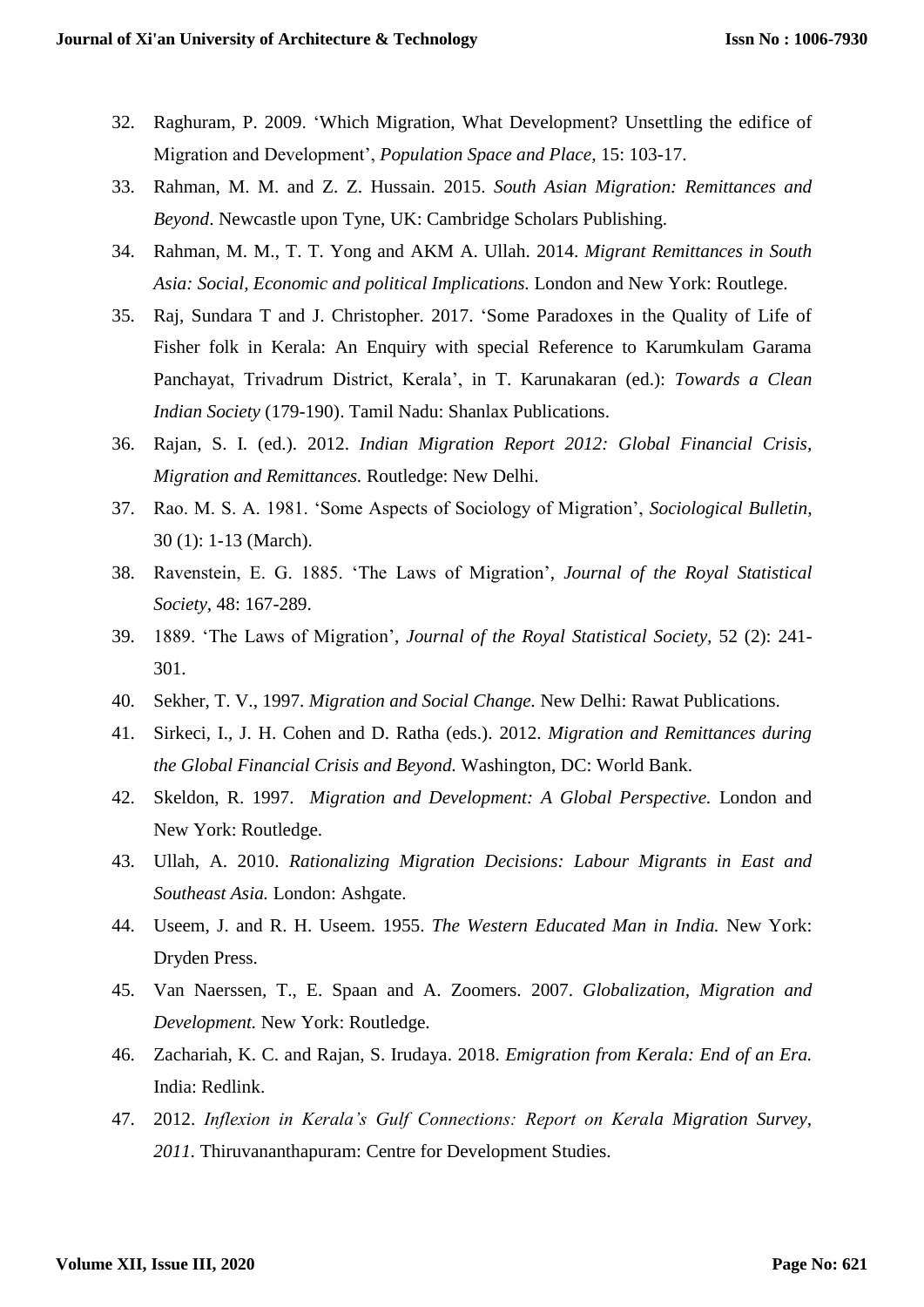32. Raghuram, P. 2009. ‘Which Migration, What Development? Unsettling the edifice of Migration and Development’, *Population Space and Place,* 15: 103-17.
33. Rahman, M. M. and Z. Z. Hussain. 2015. *South Asian Migration: Remittances and Beyond*. Newcastle upon Tyne, UK: Cambridge Scholars Publishing.
34. Rahman, M. M., T. T. Yong and AKM A. Ullah. 2014. *Migrant Remittances in South Asia: Social, Economic and political Implications.* London and New York: Routlege.
35. Raj, Sundara T and J. Christopher. 2017. ‘Some Paradoxes in the Quality of Life of Fisher folk in Kerala: An Enquiry with special Reference to Karumkulam Garama Panchayat, Trivadrum District, Kerala’, in T. Karunakaran (ed.): *Towards a Clean Indian Society* (179-190). Tamil Nadu: Shanlax Publications.
36. Rajan, S. I. (ed.). 2012. *Indian Migration Report 2012: Global Financial Crisis, Migration and Remittances.* Routledge: New Delhi.
37. Rao. M. S. A. 1981. ‘Some Aspects of Sociology of Migration’, *Sociological Bulletin,* 30 (1): 1-13 (March).
38. Ravenstein, E. G. 1885. ‘The Laws of Migration’, *Journal of the Royal Statistical Society,* 48: 167-289.
39. 1889. ‘The Laws of Migration’, *Journal of the Royal Statistical Society,* 52 (2): 241-301.
40. Sekher, T. V., 1997. *Migration and Social Change.* New Delhi: Rawat Publications.
41. Sirkeci, I., J. H. Cohen and D. Ratha (eds.). 2012. *Migration and Remittances during the Global Financial Crisis and Beyond.* Washington, DC: World Bank.
42. Skeldon, R. 1997. *Migration and Development: A Global Perspective.* London and New York: Routledge.
43. Ullah, A. 2010. *Rationalizing Migration Decisions: Labour Migrants in East and Southeast Asia.* London: Ashgate.
44. Useem, J. and R. H. Useem. 1955. *The Western Educated Man in India.* New York: Dryden Press.
45. Van Naerssen, T., E. Spaan and A. Zoomers. 2007. *Globalization, Migration and Development.* New York: Routledge.
46. Zachariah, K. C. and Rajan, S. Irudaya. 2018. *Emigration from Kerala: End of an Era.* India: Redlink.
47. 2012. *Inflexion in Kerala’s Gulf Connections: Report on Kerala Migration Survey, 2011.* Thiruvananthapuram: Centre for Development Studies.